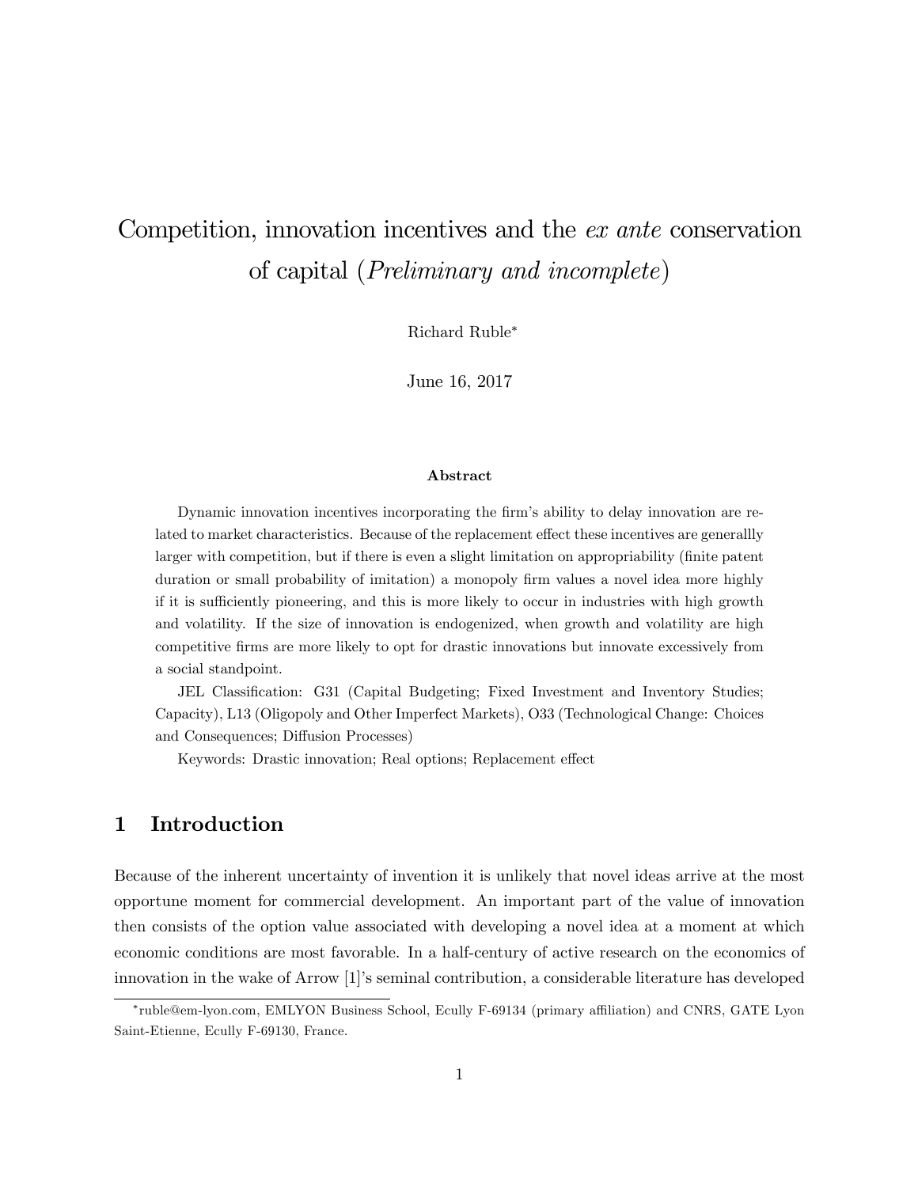# Competition, innovation incentives and the *ex ante* conservation of capital (*Preliminary and incomplete*)

Richard Ruble*

June 16, 2017

### Abstract

Dynamic innovation incentives incorporating the firm's ability to delay innovation are related to market characteristics. Because of the replacement effect these incentives are generallly larger with competition, but if there is even a slight limitation on appropriability (finite patent duration or small probability of imitation) a monopoly firm values a novel idea more highly if it is sufficiently pioneering, and this is more likely to occur in industries with high growth and volatility. If the size of innovation is endogenized, when growth and volatility are high competitive firms are more likely to opt for drastic innovations but innovate excessively from a social standpoint.

JEL Classification: G31 (Capital Budgeting; Fixed Investment and Inventory Studies; Capacity), L13 (Oligopoly and Other Imperfect Markets), O33 (Technological Change: Choices and Consequences; Diffusion Processes)

Keywords: Drastic innovation; Real options; Replacement effect

## 1 Introduction

Because of the inherent uncertainty of invention it is unlikely that novel ideas arrive at the most opportune moment for commercial development. An important part of the value of innovation then consists of the option value associated with developing a novel idea at a moment at which economic conditions are most favorable. In a half-century of active research on the economics of innovation in the wake of Arrow [1]'s seminal contribution, a considerable literature has developed

---

*ruble@em-lyon.com, EMLYON Business School, Ecully F-69134 (primary affiliation) and CNRS, GATE Lyon Saint-Etienne, Ecully F-69130, France.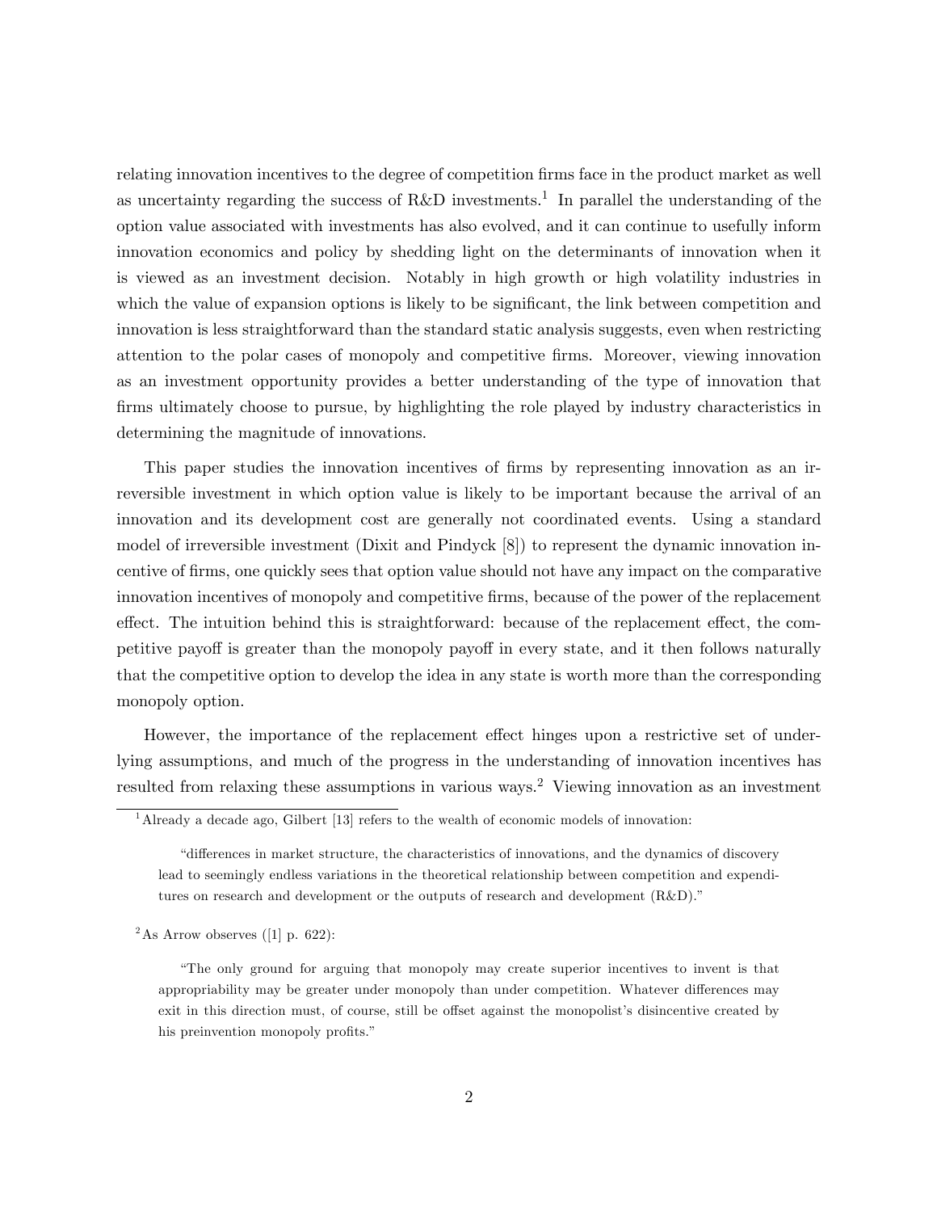relating innovation incentives to the degree of competition firms face in the product market as well as uncertainty regarding the success of R&D investments.[1] In parallel the understanding of the option value associated with investments has also evolved, and it can continue to usefully inform innovation economics and policy by shedding light on the determinants of innovation when it is viewed as an investment decision. Notably in high growth or high volatility industries in which the value of expansion options is likely to be significant, the link between competition and innovation is less straightforward than the standard static analysis suggests, even when restricting attention to the polar cases of monopoly and competitive firms. Moreover, viewing innovation as an investment opportunity provides a better understanding of the type of innovation that firms ultimately choose to pursue, by highlighting the role played by industry characteristics in determining the magnitude of innovations.

This paper studies the innovation incentives of firms by representing innovation as an irreversible investment in which option value is likely to be important because the arrival of an innovation and its development cost are generally not coordinated events. Using a standard model of irreversible investment (Dixit and Pindyck [8]) to represent the dynamic innovation incentive of firms, one quickly sees that option value should not have any impact on the comparative innovation incentives of monopoly and competitive firms, because of the power of the replacement effect. The intuition behind this is straightforward: because of the replacement effect, the competitive payoff is greater than the monopoly payoff in every state, and it then follows naturally that the competitive option to develop the idea in any state is worth more than the corresponding monopoly option.

However, the importance of the replacement effect hinges upon a restrictive set of underlying assumptions, and much of the progress in the understanding of innovation incentives has resulted from relaxing these assumptions in various ways.[2] Viewing innovation as an investment

---

[1] Already a decade ago, Gilbert [13] refers to the wealth of economic models of innovation:

> "differences in market structure, the characteristics of innovations, and the dynamics of discovery lead to seemingly endless variations in the theoretical relationship between competition and expenditures on research and development or the outputs of research and development (R&D)."

[2] As Arrow observes ([1] p. 622):

> "The only ground for arguing that monopoly may create superior incentives to invent is that appropriability may be greater under monopoly than under competition. Whatever differences may exit in this direction must, of course, still be offset against the monopolist's disincentive created by his preinvention monopoly profits."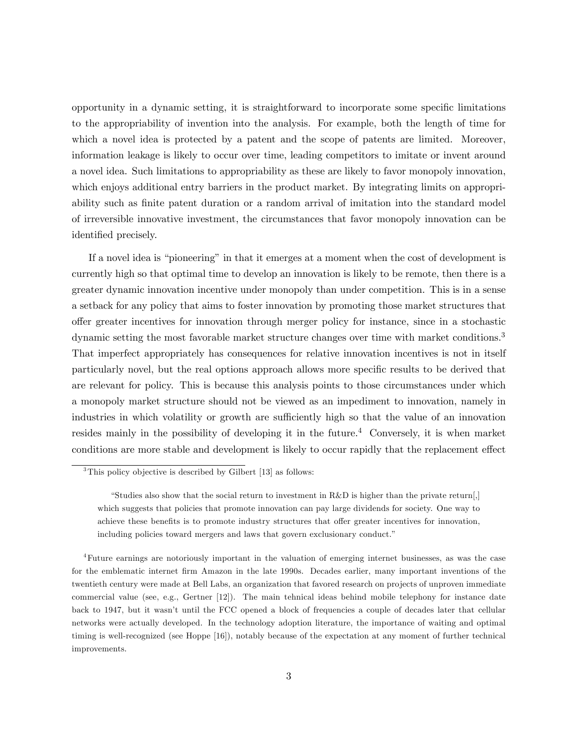opportunity in a dynamic setting, it is straightforward to incorporate some specific limitations to the appropriability of invention into the analysis. For example, both the length of time for which a novel idea is protected by a patent and the scope of patents are limited. Moreover, information leakage is likely to occur over time, leading competitors to imitate or invent around a novel idea. Such limitations to appropriability as these are likely to favor monopoly innovation, which enjoys additional entry barriers in the product market. By integrating limits on appropriability such as finite patent duration or a random arrival of imitation into the standard model of irreversible innovative investment, the circumstances that favor monopoly innovation can be identified precisely.

If a novel idea is "pioneering" in that it emerges at a moment when the cost of development is currently high so that optimal time to develop an innovation is likely to be remote, then there is a greater dynamic innovation incentive under monopoly than under competition. This is in a sense a setback for any policy that aims to foster innovation by promoting those market structures that offer greater incentives for innovation through merger policy for instance, since in a stochastic dynamic setting the most favorable market structure changes over time with market conditions.[3] That imperfect appropriately has consequences for relative innovation incentives is not in itself particularly novel, but the real options approach allows more specific results to be derived that are relevant for policy. This is because this analysis points to those circumstances under which a monopoly market structure should not be viewed as an impediment to innovation, namely in industries in which volatility or growth are sufficiently high so that the value of an innovation resides mainly in the possibility of developing it in the future.[4] Conversely, it is when market conditions are more stable and development is likely to occur rapidly that the replacement effect

[3] This policy objective is described by Gilbert [13] as follows:

> "Studies also show that the social return to investment in R&D is higher than the private return[,] which suggests that policies that promote innovation can pay large dividends for society. One way to achieve these benefits is to promote industry structures that offer greater incentives for innovation, including policies toward mergers and laws that govern exclusionary conduct."

[4] Future earnings are notoriously important in the valuation of emerging internet businesses, as was the case for the emblematic internet firm Amazon in the late 1990s. Decades earlier, many important inventions of the twentieth century were made at Bell Labs, an organization that favored research on projects of unproven immediate commercial value (see, e.g., Gertner [12]). The main tehnical ideas behind mobile telephony for instance date back to 1947, but it wasn't until the FCC opened a block of frequencies a couple of decades later that cellular networks were actually developed. In the technology adoption literature, the importance of waiting and optimal timing is well-recognized (see Hoppe [16]), notably because of the expectation at any moment of further technical improvements.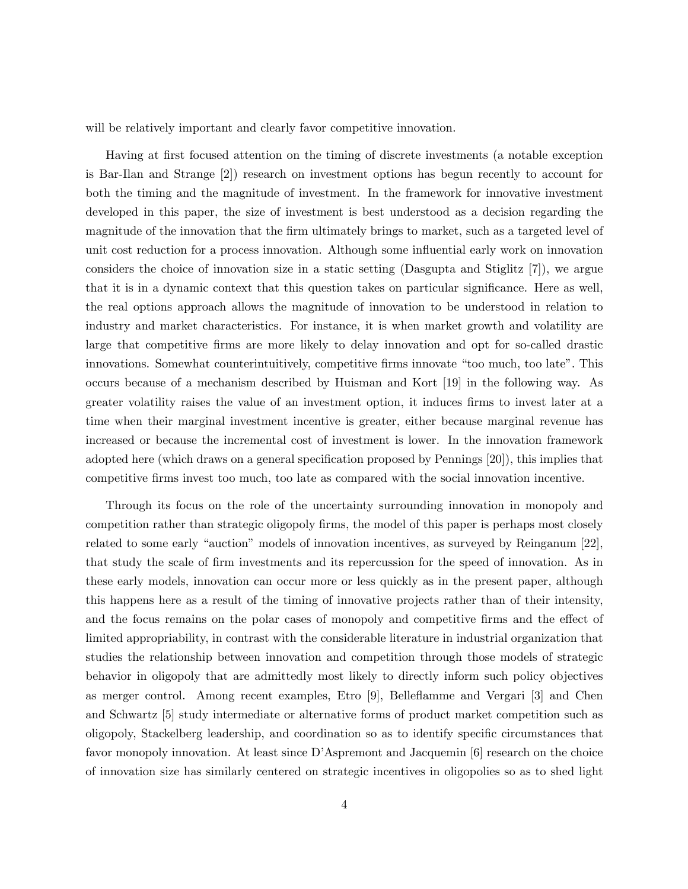will be relatively important and clearly favor competitive innovation.

Having at first focused attention on the timing of discrete investments (a notable exception is Bar-Ilan and Strange [2]) research on investment options has begun recently to account for both the timing and the magnitude of investment. In the framework for innovative investment developed in this paper, the size of investment is best understood as a decision regarding the magnitude of the innovation that the firm ultimately brings to market, such as a targeted level of unit cost reduction for a process innovation. Although some influential early work on innovation considers the choice of innovation size in a static setting (Dasgupta and Stiglitz [7]), we argue that it is in a dynamic context that this question takes on particular significance. Here as well, the real options approach allows the magnitude of innovation to be understood in relation to industry and market characteristics. For instance, it is when market growth and volatility are large that competitive firms are more likely to delay innovation and opt for so-called drastic innovations. Somewhat counterintuitively, competitive firms innovate "too much, too late". This occurs because of a mechanism described by Huisman and Kort [19] in the following way. As greater volatility raises the value of an investment option, it induces firms to invest later at a time when their marginal investment incentive is greater, either because marginal revenue has increased or because the incremental cost of investment is lower. In the innovation framework adopted here (which draws on a general specification proposed by Pennings [20]), this implies that competitive firms invest too much, too late as compared with the social innovation incentive.

Through its focus on the role of the uncertainty surrounding innovation in monopoly and competition rather than strategic oligopoly firms, the model of this paper is perhaps most closely related to some early "auction" models of innovation incentives, as surveyed by Reinganum [22], that study the scale of firm investments and its repercussion for the speed of innovation. As in these early models, innovation can occur more or less quickly as in the present paper, although this happens here as a result of the timing of innovative projects rather than of their intensity, and the focus remains on the polar cases of monopoly and competitive firms and the effect of limited appropriability, in contrast with the considerable literature in industrial organization that studies the relationship between innovation and competition through those models of strategic behavior in oligopoly that are admittedly most likely to directly inform such policy objectives as merger control. Among recent examples, Etro [9], Belleflamme and Vergari [3] and Chen and Schwartz [5] study intermediate or alternative forms of product market competition such as oligopoly, Stackelberg leadership, and coordination so as to identify specific circumstances that favor monopoly innovation. At least since D'Aspremont and Jacquemin [6] research on the choice of innovation size has similarly centered on strategic incentives in oligopolies so as to shed light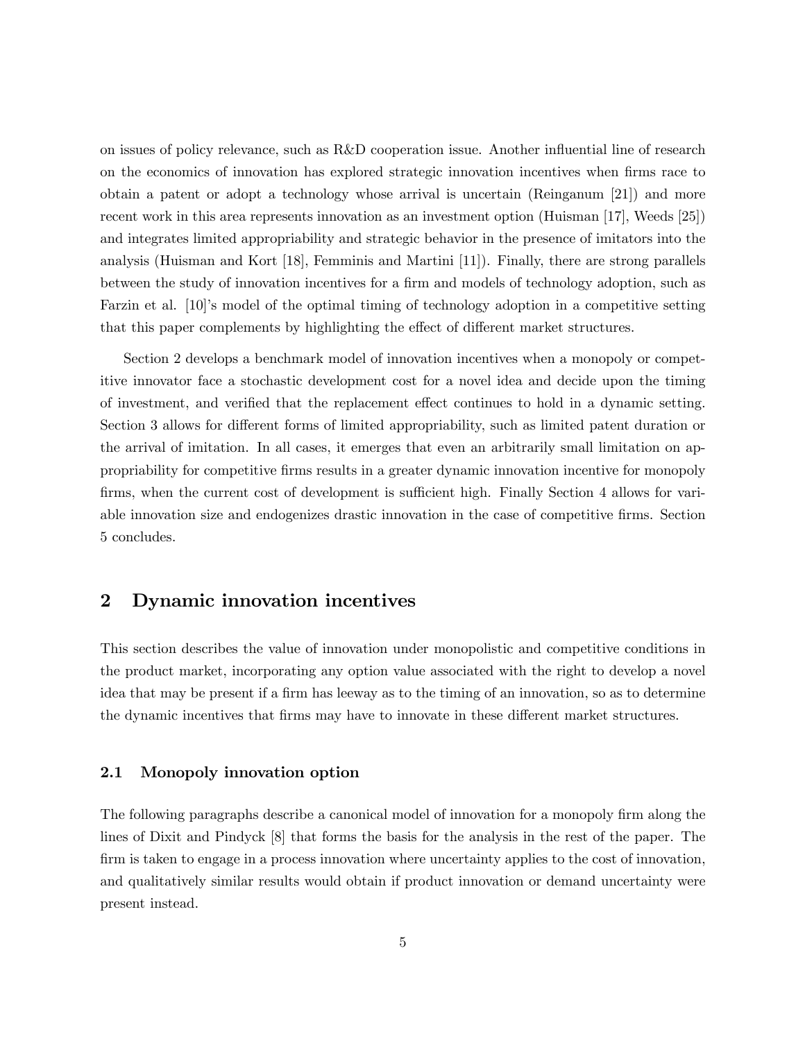on issues of policy relevance, such as R&D cooperation issue. Another influential line of research on the economics of innovation has explored strategic innovation incentives when firms race to obtain a patent or adopt a technology whose arrival is uncertain (Reinganum [21]) and more recent work in this area represents innovation as an investment option (Huisman [17], Weeds [25]) and integrates limited appropriability and strategic behavior in the presence of imitators into the analysis (Huisman and Kort [18], Femminis and Martini [11]). Finally, there are strong parallels between the study of innovation incentives for a firm and models of technology adoption, such as Farzin et al. [10]'s model of the optimal timing of technology adoption in a competitive setting that this paper complements by highlighting the effect of different market structures.

Section 2 develops a benchmark model of innovation incentives when a monopoly or competitive innovator face a stochastic development cost for a novel idea and decide upon the timing of investment, and verified that the replacement effect continues to hold in a dynamic setting. Section 3 allows for different forms of limited appropriability, such as limited patent duration or the arrival of imitation. In all cases, it emerges that even an arbitrarily small limitation on appropriability for competitive firms results in a greater dynamic innovation incentive for monopoly firms, when the current cost of development is sufficient high. Finally Section 4 allows for variable innovation size and endogenizes drastic innovation in the case of competitive firms. Section 5 concludes.

## 2 Dynamic innovation incentives

This section describes the value of innovation under monopolistic and competitive conditions in the product market, incorporating any option value associated with the right to develop a novel idea that may be present if a firm has leeway as to the timing of an innovation, so as to determine the dynamic incentives that firms may have to innovate in these different market structures.

### 2.1 Monopoly innovation option

The following paragraphs describe a canonical model of innovation for a monopoly firm along the lines of Dixit and Pindyck [8] that forms the basis for the analysis in the rest of the paper. The firm is taken to engage in a process innovation where uncertainty applies to the cost of innovation, and qualitatively similar results would obtain if product innovation or demand uncertainty were present instead.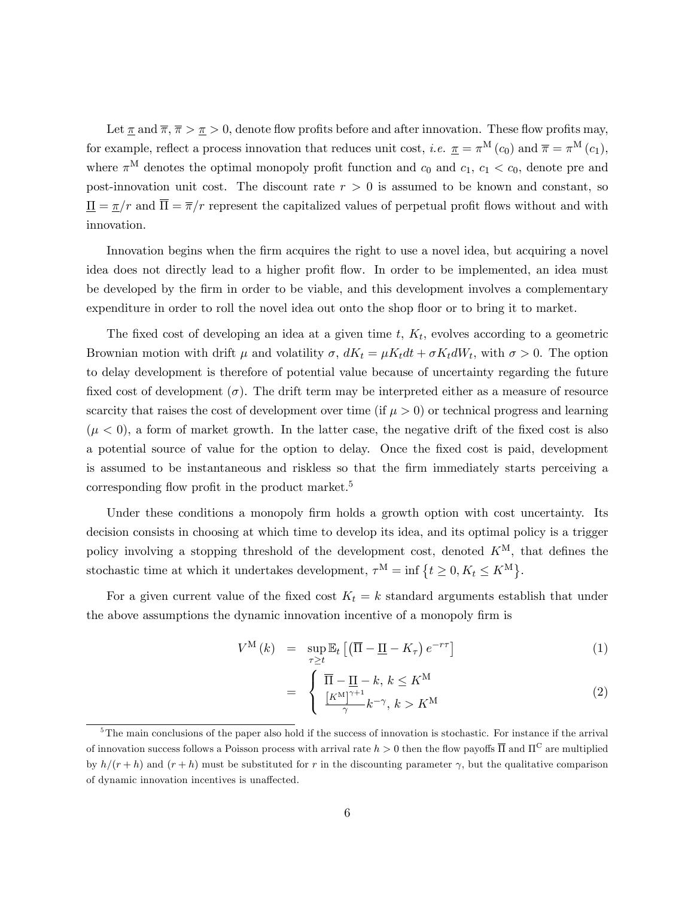Let $\underline{\pi}$ and $\overline{\pi}$, $\overline{\pi} > \underline{\pi} > 0$, denote flow profits before and after innovation. These flow profits may, for example, reflect a process innovation that reduces unit cost, *i.e.* $\underline{\pi} = \pi^{\mathrm{M}}(c_0)$ and $\overline{\pi} = \pi^{\mathrm{M}}(c_1)$, where $\pi^{\mathrm{M}}$ denotes the optimal monopoly profit function and $c_0$ and $c_1$, $c_1 < c_0$, denote pre and post-innovation unit cost. The discount rate $r > 0$ is assumed to be known and constant, so $\underline{\Pi} = \underline{\pi}/r$ and $\overline{\Pi} = \overline{\pi}/r$ represent the capitalized values of perpetual profit flows without and with innovation.

Innovation begins when the firm acquires the right to use a novel idea, but acquiring a novel idea does not directly lead to a higher profit flow. In order to be implemented, an idea must be developed by the firm in order to be viable, and this development involves a complementary expenditure in order to roll the novel idea out onto the shop floor or to bring it to market.

The fixed cost of developing an idea at a given time $t$, $K_t$, evolves according to a geometric Brownian motion with drift $\mu$ and volatility $\sigma$, $dK_t = \mu K_t dt + \sigma K_t dW_t$, with $\sigma > 0$. The option to delay development is therefore of potential value because of uncertainty regarding the future fixed cost of development ($\sigma$). The drift term may be interpreted either as a measure of resource scarcity that raises the cost of development over time (if $\mu > 0$) or technical progress and learning ($\mu < 0$), a form of market growth. In the latter case, the negative drift of the fixed cost is also a potential source of value for the option to delay. Once the fixed cost is paid, development is assumed to be instantaneous and riskless so that the firm immediately starts perceiving a corresponding flow profit in the product market.[5]

Under these conditions a monopoly firm holds a growth option with cost uncertainty. Its decision consists in choosing at which time to develop its idea, and its optimal policy is a trigger policy involving a stopping threshold of the development cost, denoted $K^{\mathrm{M}}$, that defines the stochastic time at which it undertakes development, $\tau^{\mathrm{M}} = \inf\left\{t \geq 0, K_t \leq K^{\mathrm{M}}\right\}$.

For a given current value of the fixed cost $K_t = k$ standard arguments establish that under the above assumptions the dynamic innovation incentive of a monopoly firm is

$$V^{\mathrm{M}}(k) = \sup_{\tau \geq t} \mathbb{E}_t\left[\left(\overline{\Pi} - \underline{\Pi} - K_\tau\right)e^{-r\tau}\right] \tag{1}$$

$$= \begin{cases} \overline{\Pi} - \underline{\Pi} - k, \; k \leq K^{\mathrm{M}} \\ \dfrac{\left[K^{\mathrm{M}}\right]^{\gamma+1}}{\gamma} k^{-\gamma}, \; k > K^{\mathrm{M}} \end{cases} \tag{2}$$

[5] The main conclusions of the paper also hold if the success of innovation is stochastic. For instance if the arrival of innovation success follows a Poisson process with arrival rate $h > 0$ then the flow payoffs $\overline{\Pi}$ and $\Pi^{\mathrm{C}}$ are multiplied by $h/(r+h)$ and $(r+h)$ must be substituted for $r$ in the discounting parameter $\gamma$, but the qualitative comparison of dynamic innovation incentives is unaffected.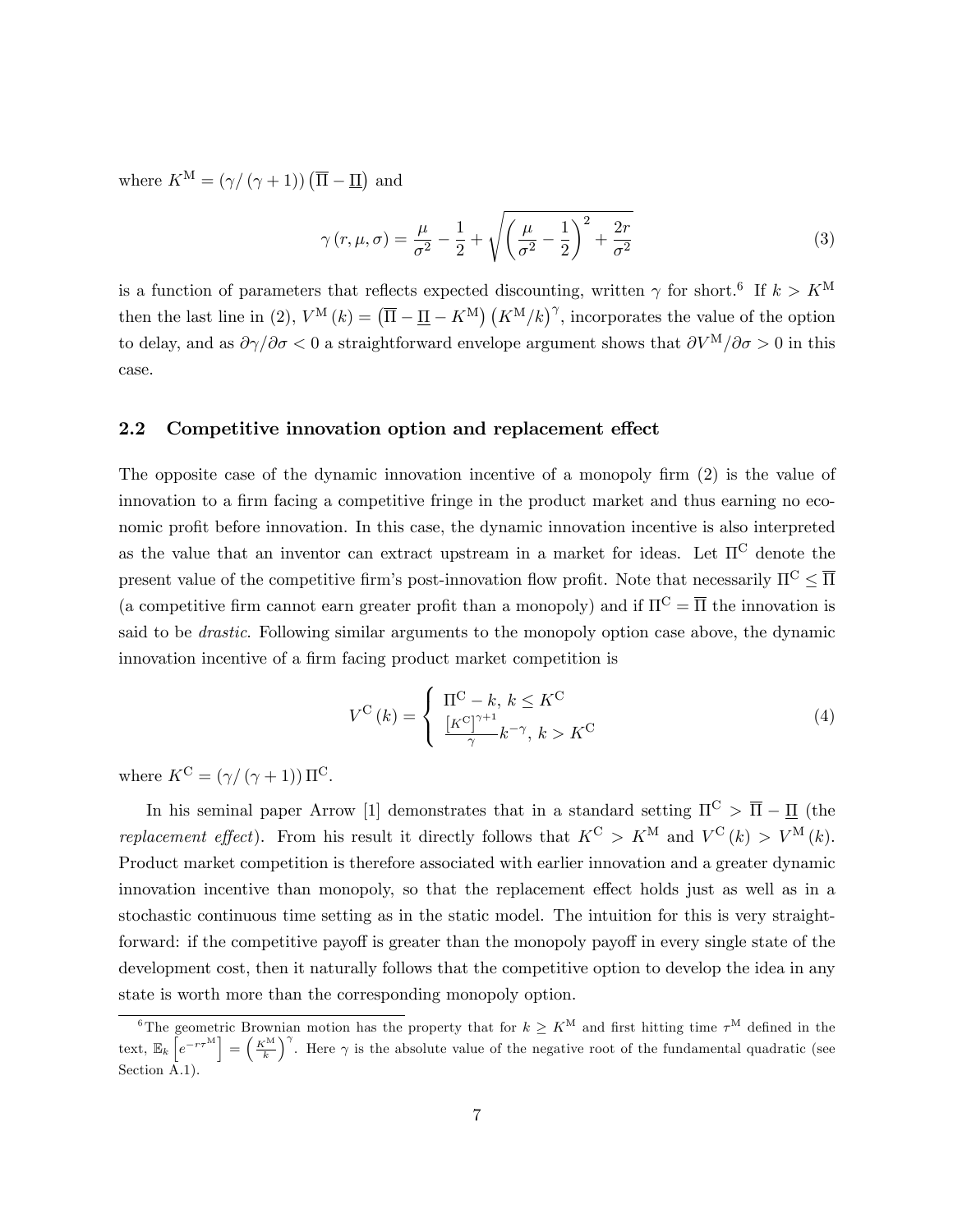where $K^{\mathrm{M}} = (\gamma/(\gamma+1))\left(\overline{\Pi} - \underline{\Pi}\right)$ and

$$\gamma(r,\mu,\sigma) = \frac{\mu}{\sigma^2} - \frac{1}{2} + \sqrt{\left(\frac{\mu}{\sigma^2} - \frac{1}{2}\right)^2 + \frac{2r}{\sigma^2}} \tag{3}$$

is a function of parameters that reflects expected discounting, written $\gamma$ for short.[6] If $k > K^{\mathrm{M}}$ then the last line in (2), $V^{\mathrm{M}}(k) = \left(\overline{\Pi} - \underline{\Pi} - K^{\mathrm{M}}\right)\left(K^{\mathrm{M}}/k\right)^{\gamma}$, incorporates the value of the option to delay, and as $\partial\gamma/\partial\sigma < 0$ a straightforward envelope argument shows that $\partial V^{\mathrm{M}}/\partial\sigma > 0$ in this case.

## 2.2 Competitive innovation option and replacement effect

The opposite case of the dynamic innovation incentive of a monopoly firm (2) is the value of innovation to a firm facing a competitive fringe in the product market and thus earning no economic profit before innovation. In this case, the dynamic innovation incentive is also interpreted as the value that an inventor can extract upstream in a market for ideas. Let $\Pi^{\mathrm{C}}$ denote the present value of the competitive firm's post-innovation flow profit. Note that necessarily $\Pi^{\mathrm{C}} \leq \overline{\Pi}$ (a competitive firm cannot earn greater profit than a monopoly) and if $\Pi^{\mathrm{C}} = \overline{\Pi}$ the innovation is said to be *drastic*. Following similar arguments to the monopoly option case above, the dynamic innovation incentive of a firm facing product market competition is

$$V^{\mathrm{C}}(k) = \begin{cases} \Pi^{\mathrm{C}} - k, \ k \leq K^{\mathrm{C}} \\ \frac{\left[K^{\mathrm{C}}\right]^{\gamma+1}}{\gamma} k^{-\gamma}, \ k > K^{\mathrm{C}} \end{cases} \tag{4}$$

where $K^{\mathrm{C}} = (\gamma/(\gamma+1))\,\Pi^{\mathrm{C}}$.

In his seminal paper Arrow [1] demonstrates that in a standard setting $\Pi^{\mathrm{C}} > \overline{\Pi} - \underline{\Pi}$ (the *replacement effect*). From his result it directly follows that $K^{\mathrm{C}} > K^{\mathrm{M}}$ and $V^{\mathrm{C}}(k) > V^{\mathrm{M}}(k)$. Product market competition is therefore associated with earlier innovation and a greater dynamic innovation incentive than monopoly, so that the replacement effect holds just as well as in a stochastic continuous time setting as in the static model. The intuition for this is very straightforward: if the competitive payoff is greater than the monopoly payoff in every single state of the development cost, then it naturally follows that the competitive option to develop the idea in any state is worth more than the corresponding monopoly option.

---

[6] The geometric Brownian motion has the property that for $k \geq K^{\mathrm{M}}$ and first hitting time $\tau^{\mathrm{M}}$ defined in the text, $\mathbb{E}_k\left[e^{-r\tau^{\mathrm{M}}}\right] = \left(\frac{K^{\mathrm{M}}}{k}\right)^{\gamma}$. Here $\gamma$ is the absolute value of the negative root of the fundamental quadratic (see Section A.1).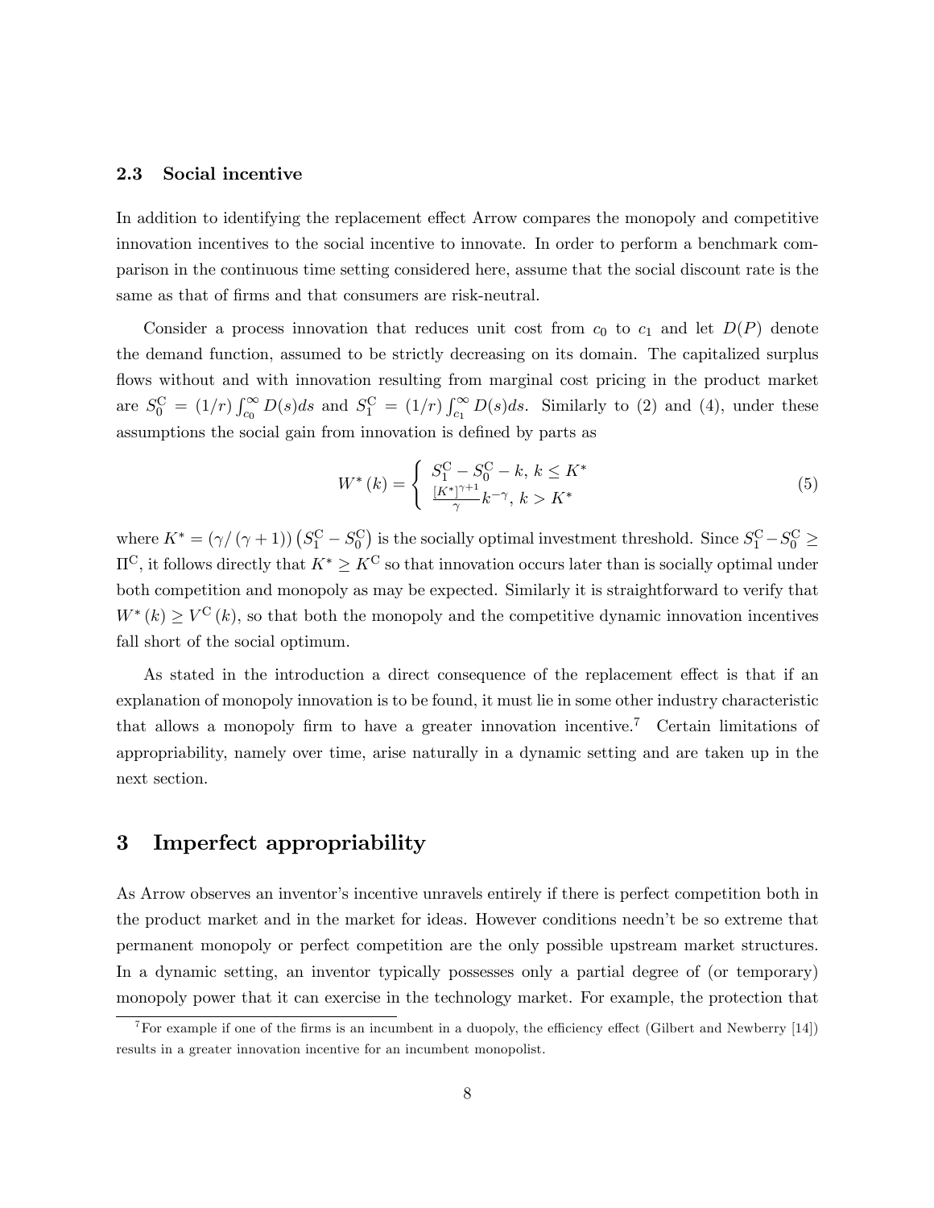### 2.3 Social incentive

In addition to identifying the replacement effect Arrow compares the monopoly and competitive innovation incentives to the social incentive to innovate. In order to perform a benchmark comparison in the continuous time setting considered here, assume that the social discount rate is the same as that of firms and that consumers are risk-neutral.

Consider a process innovation that reduces unit cost from $c_0$ to $c_1$ and let $D(P)$ denote the demand function, assumed to be strictly decreasing on its domain. The capitalized surplus flows without and with innovation resulting from marginal cost pricing in the product market are $S_0^{\mathrm{C}} = (1/r)\int_{c_0}^{\infty} D(s)ds$ and $S_1^{\mathrm{C}} = (1/r)\int_{c_1}^{\infty} D(s)ds$. Similarly to (2) and (4), under these assumptions the social gain from innovation is defined by parts as

$$W^*(k) = \begin{cases} S_1^{\mathrm{C}} - S_0^{\mathrm{C}} - k, \; k \leq K^* \\ \frac{[K^*]^{\gamma+1}}{\gamma} k^{-\gamma}, \; k > K^* \end{cases} \tag{5}$$

where $K^* = (\gamma/(\gamma+1))\left(S_1^{\mathrm{C}} - S_0^{\mathrm{C}}\right)$ is the socially optimal investment threshold. Since $S_1^{\mathrm{C}} - S_0^{\mathrm{C}} \geq \Pi^{\mathrm{C}}$, it follows directly that $K^* \geq K^{\mathrm{C}}$ so that innovation occurs later than is socially optimal under both competition and monopoly as may be expected. Similarly it is straightforward to verify that $W^*(k) \geq V^{\mathrm{C}}(k)$, so that both the monopoly and the competitive dynamic innovation incentives fall short of the social optimum.

As stated in the introduction a direct consequence of the replacement effect is that if an explanation of monopoly innovation is to be found, it must lie in some other industry characteristic that allows a monopoly firm to have a greater innovation incentive.[7] Certain limitations of appropriability, namely over time, arise naturally in a dynamic setting and are taken up in the next section.

## 3 Imperfect appropriability

As Arrow observes an inventor's incentive unravels entirely if there is perfect competition both in the product market and in the market for ideas. However conditions needn't be so extreme that permanent monopoly or perfect competition are the only possible upstream market structures. In a dynamic setting, an inventor typically possesses only a partial degree of (or temporary) monopoly power that it can exercise in the technology market. For example, the protection that

[7] For example if one of the firms is an incumbent in a duopoly, the efficiency effect (Gilbert and Newberry [14]) results in a greater innovation incentive for an incumbent monopolist.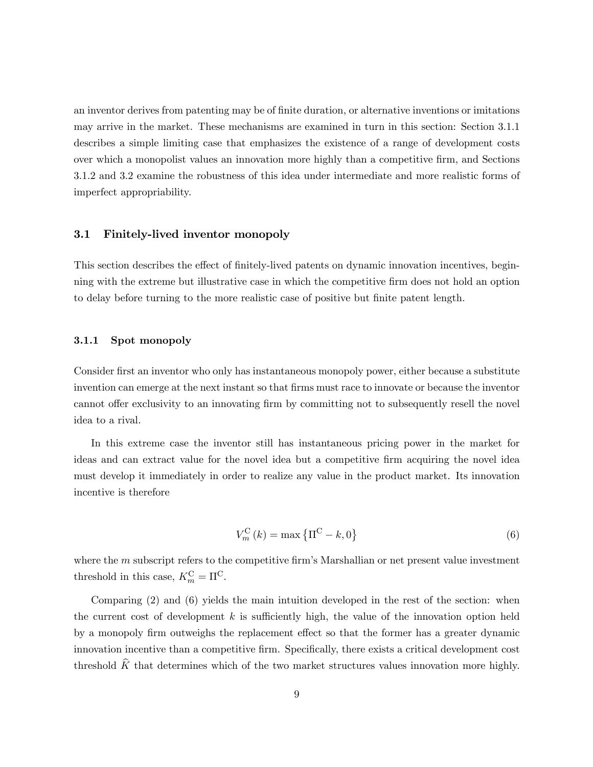an inventor derives from patenting may be of finite duration, or alternative inventions or imitations may arrive in the market. These mechanisms are examined in turn in this section: Section 3.1.1 describes a simple limiting case that emphasizes the existence of a range of development costs over which a monopolist values an innovation more highly than a competitive firm, and Sections 3.1.2 and 3.2 examine the robustness of this idea under intermediate and more realistic forms of imperfect appropriability.

## 3.1 Finitely-lived inventor monopoly

This section describes the effect of finitely-lived patents on dynamic innovation incentives, beginning with the extreme but illustrative case in which the competitive firm does not hold an option to delay before turning to the more realistic case of positive but finite patent length.

### 3.1.1 Spot monopoly

Consider first an inventor who only has instantaneous monopoly power, either because a substitute invention can emerge at the next instant so that firms must race to innovate or because the inventor cannot offer exclusivity to an innovating firm by committing not to subsequently resell the novel idea to a rival.

In this extreme case the inventor still has instantaneous pricing power in the market for ideas and can extract value for the novel idea but a competitive firm acquiring the novel idea must develop it immediately in order to realize any value in the product market. Its innovation incentive is therefore

$$V_m^{\mathrm{C}}(k) = \max\left\{\Pi^{\mathrm{C}} - k, 0\right\} \tag{6}$$

where the $m$ subscript refers to the competitive firm's Marshallian or net present value investment threshold in this case, $K_m^{\mathrm{C}} = \Pi^{\mathrm{C}}$.

Comparing (2) and (6) yields the main intuition developed in the rest of the section: when the current cost of development $k$ is sufficiently high, the value of the innovation option held by a monopoly firm outweighs the replacement effect so that the former has a greater dynamic innovation incentive than a competitive firm. Specifically, there exists a critical development cost threshold $\widehat{K}$ that determines which of the two market structures values innovation more highly.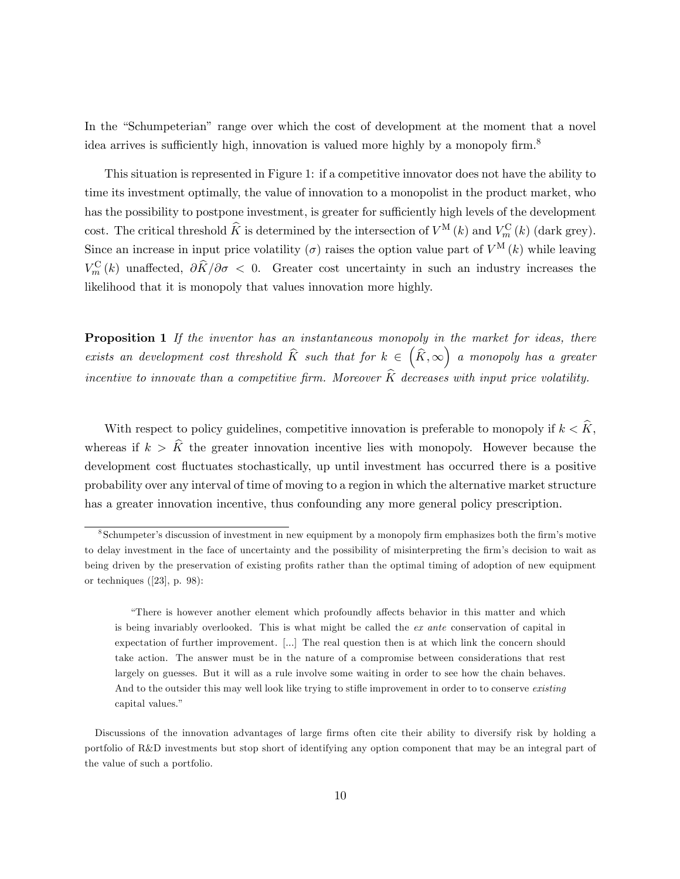In the "Schumpeterian" range over which the cost of development at the moment that a novel idea arrives is sufficiently high, innovation is valued more highly by a monopoly firm.[8]

This situation is represented in Figure 1: if a competitive innovator does not have the ability to time its investment optimally, the value of innovation to a monopolist in the product market, who has the possibility to postpone investment, is greater for sufficiently high levels of the development cost. The critical threshold $\widehat{K}$ is determined by the intersection of $V^{\mathrm{M}}(k)$ and $V_m^{\mathrm{C}}(k)$ (dark grey). Since an increase in input price volatility ($\sigma$) raises the option value part of $V^{\mathrm{M}}(k)$ while leaving $V_m^{\mathrm{C}}(k)$ unaffected, $\partial\widehat{K}/\partial\sigma < 0$. Greater cost uncertainty in such an industry increases the likelihood that it is monopoly that values innovation more highly.

**Proposition 1** *If the inventor has an instantaneous monopoly in the market for ideas, there exists an development cost threshold $\widehat{K}$ such that for $k \in \left(\widehat{K}, \infty\right)$ a monopoly has a greater incentive to innovate than a competitive firm. Moreover $\widehat{K}$ decreases with input price volatility.*

With respect to policy guidelines, competitive innovation is preferable to monopoly if $k < \widehat{K}$, whereas if $k > \widehat{K}$ the greater innovation incentive lies with monopoly. However because the development cost fluctuates stochastically, up until investment has occurred there is a positive probability over any interval of time of moving to a region in which the alternative market structure has a greater innovation incentive, thus confounding any more general policy prescription.

---

[8] Schumpeter's discussion of investment in new equipment by a monopoly firm emphasizes both the firm's motive to delay investment in the face of uncertainty and the possibility of misinterpreting the firm's decision to wait as being driven by the preservation of existing profits rather than the optimal timing of adoption of new equipment or techniques ([23], p. 98):

> "There is however another element which profoundly affects behavior in this matter and which is being invariably overlooked. This is what might be called the *ex ante* conservation of capital in expectation of further improvement. [...] The real question then is at which link the concern should take action. The answer must be in the nature of a compromise between considerations that rest largely on guesses. But it will as a rule involve some waiting in order to see how the chain behaves. And to the outsider this may well look like trying to stifle improvement in order to to conserve *existing* capital values."

Discussions of the innovation advantages of large firms often cite their ability to diversify risk by holding a portfolio of R&D investments but stop short of identifying any option component that may be an integral part of the value of such a portfolio.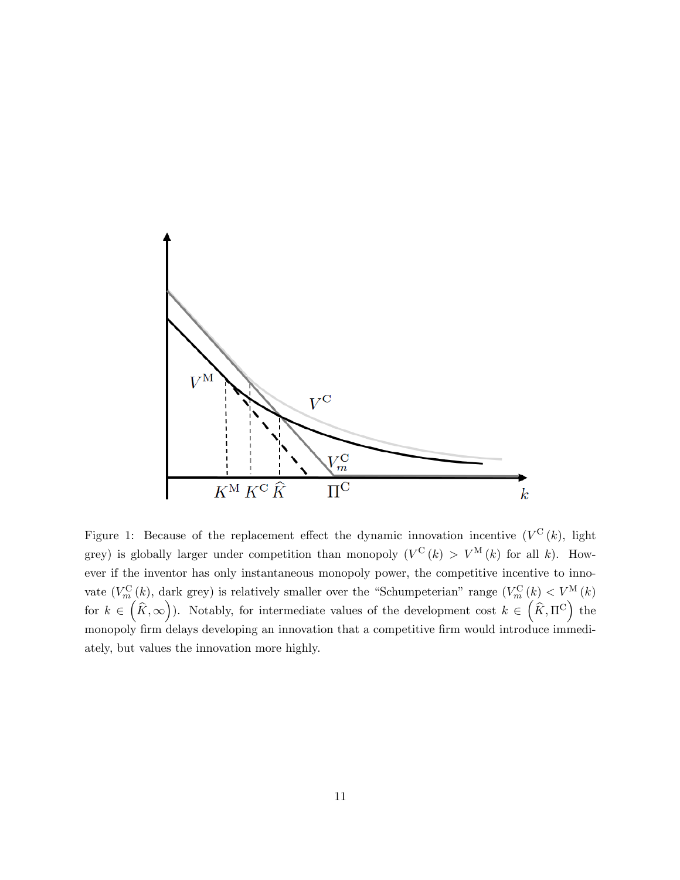Figure 1: Because of the replacement effect the dynamic innovation incentive ($V^{\mathrm{C}}(k)$, light grey) is globally larger under competition than monopoly ($V^{\mathrm{C}}(k) > V^{\mathrm{M}}(k)$ for all $k$). However if the inventor has only instantaneous monopoly power, the competitive incentive to innovate ($V_m^{\mathrm{C}}(k)$, dark grey) is relatively smaller over the "Schumpeterian" range ($V_m^{\mathrm{C}}(k) < V^{\mathrm{M}}(k)$ for $k \in \left(\widehat{K}, \infty\right)$). Notably, for intermediate values of the development cost $k \in \left(\widehat{K}, \Pi^{\mathrm{C}}\right)$ the monopoly firm delays developing an innovation that a competitive firm would introduce immediately, but values the innovation more highly.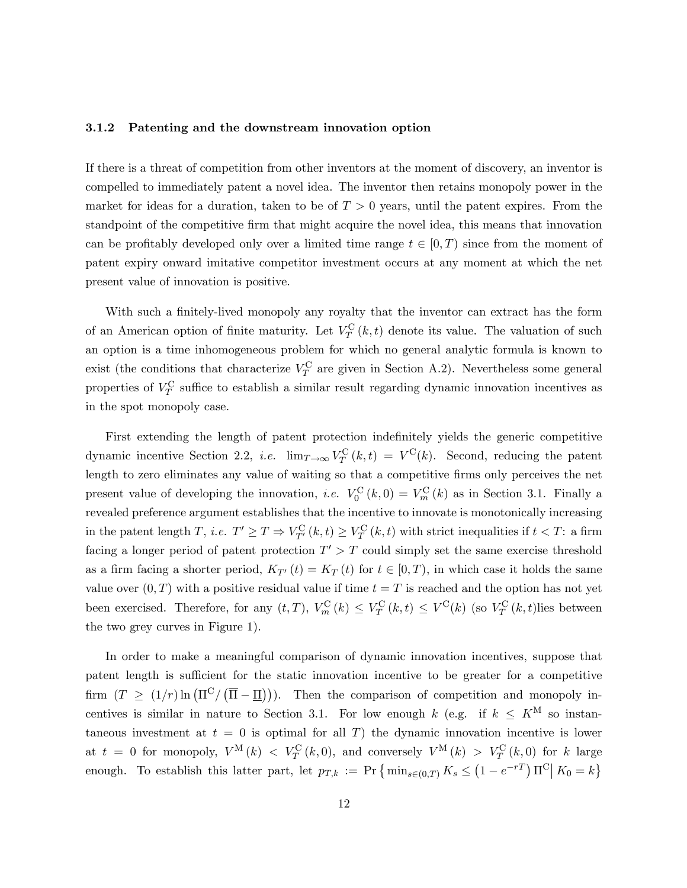### 3.1.2 Patenting and the downstream innovation option

If there is a threat of competition from other inventors at the moment of discovery, an inventor is compelled to immediately patent a novel idea. The inventor then retains monopoly power in the market for ideas for a duration, taken to be of $T > 0$ years, until the patent expires. From the standpoint of the competitive firm that might acquire the novel idea, this means that innovation can be profitably developed only over a limited time range $t \in [0, T)$ since from the moment of patent expiry onward imitative competitor investment occurs at any moment at which the net present value of innovation is positive.

With such a finitely-lived monopoly any royalty that the inventor can extract has the form of an American option of finite maturity. Let $V_T^{\mathrm{C}}(k, t)$ denote its value. The valuation of such an option is a time inhomogeneous problem for which no general analytic formula is known to exist (the conditions that characterize $V_T^{\mathrm{C}}$ are given in Section A.2). Nevertheless some general properties of $V_T^{\mathrm{C}}$ suffice to establish a similar result regarding dynamic innovation incentives as in the spot monopoly case.

First extending the length of patent protection indefinitely yields the generic competitive dynamic incentive Section 2.2, *i.e.* $\lim_{T\to\infty} V_T^{\mathrm{C}}(k, t) = V^{\mathrm{C}}(k)$. Second, reducing the patent length to zero eliminates any value of waiting so that a competitive firms only perceives the net present value of developing the innovation, *i.e.* $V_0^{\mathrm{C}}(k, 0) = V_m^{\mathrm{C}}(k)$ as in Section 3.1. Finally a revealed preference argument establishes that the incentive to innovate is monotonically increasing in the patent length $T$, *i.e.* $T' \geq T \Rightarrow V_{T'}^{\mathrm{C}}(k, t) \geq V_T^{\mathrm{C}}(k, t)$ with strict inequalities if $t < T$: a firm facing a longer period of patent protection $T' > T$ could simply set the same exercise threshold as a firm facing a shorter period, $K_{T'}(t) = K_T(t)$ for $t \in [0, T)$, in which case it holds the same value over $(0, T)$ with a positive residual value if time $t = T$ is reached and the option has not yet been exercised. Therefore, for any $(t, T)$, $V_m^{\mathrm{C}}(k) \leq V_T^{\mathrm{C}}(k, t) \leq V^{\mathrm{C}}(k)$ (so $V_T^{\mathrm{C}}(k, t)$lies between the two grey curves in Figure 1).

In order to make a meaningful comparison of dynamic innovation incentives, suppose that patent length is sufficient for the static innovation incentive to be greater for a competitive firm ($T \geq (1/r)\ln\left(\Pi^{\mathrm{C}}/\left(\overline{\Pi} - \underline{\Pi}\right)\right)$). Then the comparison of competition and monopoly incentives is similar in nature to Section 3.1. For low enough $k$ (e.g. if $k \leq K^{\mathrm{M}}$ so instantaneous investment at $t = 0$ is optimal for all $T$) the dynamic innovation incentive is lower at $t = 0$ for monopoly, $V^{\mathrm{M}}(k) < V_T^{\mathrm{C}}(k, 0)$, and conversely $V^{\mathrm{M}}(k) > V_T^{\mathrm{C}}(k, 0)$ for $k$ large enough. To establish this latter part, let $p_{T,k} := \Pr\left\{\min_{s\in(0,T)} K_s \leq \left(1 - e^{-rT}\right)\Pi^{\mathrm{C}} \middle| K_0 = k\right\}$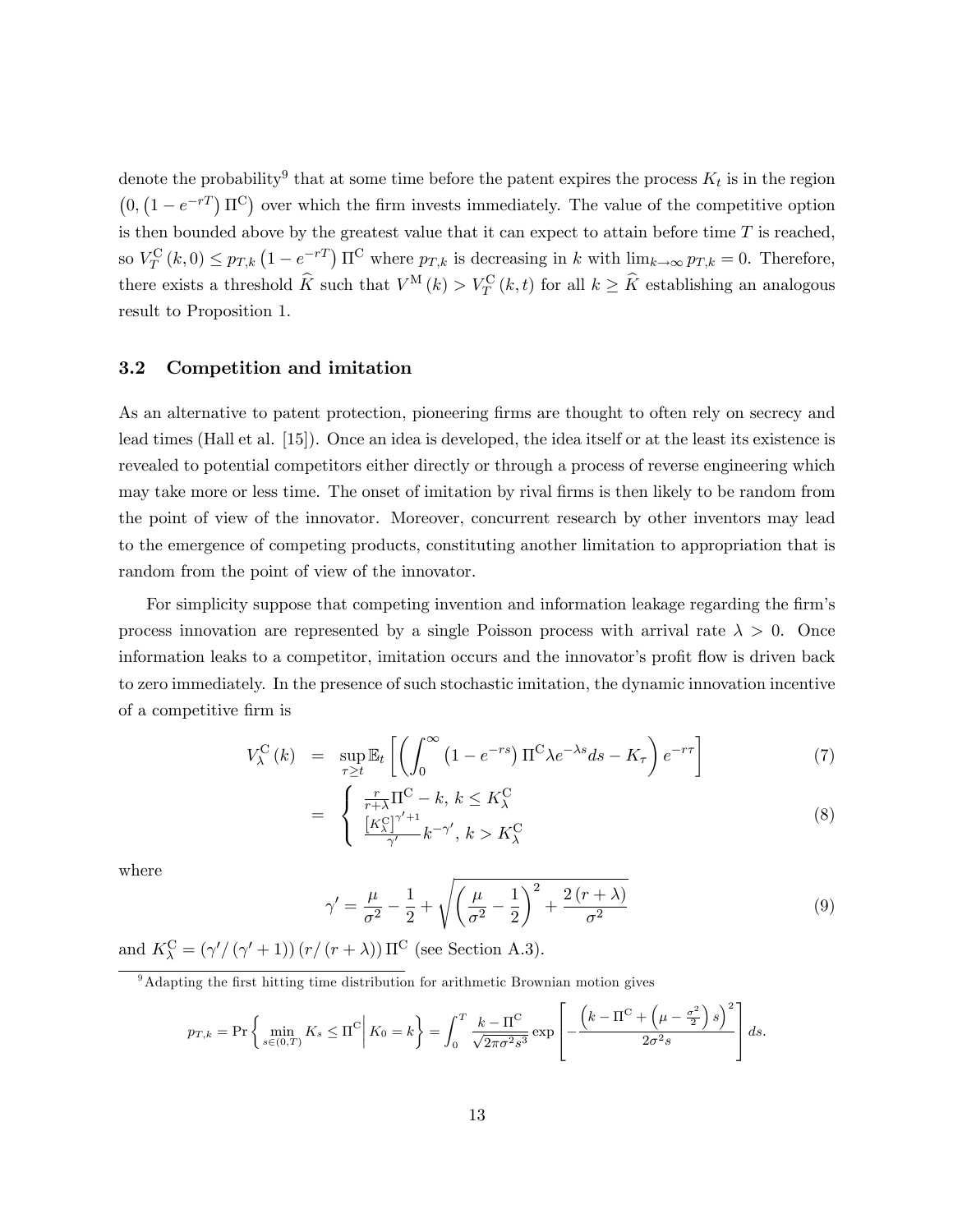denote the probability[9] that at some time before the patent expires the process $K_t$ is in the region $\left(0, \left(1-e^{-rT}\right)\Pi^{\mathrm{C}}\right)$ over which the firm invests immediately. The value of the competitive option is then bounded above by the greatest value that it can expect to attain before time $T$ is reached, so $V_T^{\mathrm{C}}(k,0) \leq p_{T,k}\left(1-e^{-rT}\right)\Pi^{\mathrm{C}}$ where $p_{T,k}$ is decreasing in $k$ with $\lim_{k\to\infty} p_{T,k} = 0$. Therefore, there exists a threshold $\widehat{K}$ such that $V^{\mathrm{M}}(k) > V_T^{\mathrm{C}}(k,t)$ for all $k \geq \widehat{K}$ establishing an analogous result to Proposition 1.

### 3.2 Competition and imitation

As an alternative to patent protection, pioneering firms are thought to often rely on secrecy and lead times (Hall et al. [15]). Once an idea is developed, the idea itself or at the least its existence is revealed to potential competitors either directly or through a process of reverse engineering which may take more or less time. The onset of imitation by rival firms is then likely to be random from the point of view of the innovator. Moreover, concurrent research by other inventors may lead to the emergence of competing products, constituting another limitation to appropriation that is random from the point of view of the innovator.

For simplicity suppose that competing invention and information leakage regarding the firm's process innovation are represented by a single Poisson process with arrival rate $\lambda > 0$. Once information leaks to a competitor, imitation occurs and the innovator's profit flow is driven back to zero immediately. In the presence of such stochastic imitation, the dynamic innovation incentive of a competitive firm is

$$V_\lambda^{\mathrm{C}}(k) = \sup_{\tau\geq t}\mathbb{E}_t\left[\left(\int_0^\infty \left(1-e^{-rs}\right)\Pi^{\mathrm{C}}\lambda e^{-\lambda s}ds - K_\tau\right)e^{-r\tau}\right] \tag{7}$$

$$= \begin{cases} \frac{r}{r+\lambda}\Pi^{\mathrm{C}} - k, \ k \leq K_\lambda^{\mathrm{C}} \\ \frac{\left[K_\lambda^{\mathrm{C}}\right]^{\gamma'+1}}{\gamma'}k^{-\gamma'}, \ k > K_\lambda^{\mathrm{C}} \end{cases} \tag{8}$$

where

$$\gamma' = \frac{\mu}{\sigma^2} - \frac{1}{2} + \sqrt{\left(\frac{\mu}{\sigma^2}-\frac{1}{2}\right)^2 + \frac{2(r+\lambda)}{\sigma^2}} \tag{9}$$

and $K_\lambda^{\mathrm{C}} = \left(\gamma'/\left(\gamma'+1\right)\right)\left(r/\left(r+\lambda\right)\right)\Pi^{\mathrm{C}}$ (see Section A.3).

[9] Adapting the first hitting time distribution for arithmetic Brownian motion gives

$$p_{T,k} = \Pr\left\{\min_{s\in(0,T)} K_s \leq \Pi^{\mathrm{C}} \middle| K_0 = k\right\} = \int_0^T \frac{k-\Pi^{\mathrm{C}}}{\sqrt{2\pi\sigma^2 s^3}}\exp\left[-\frac{\left(k-\Pi^{\mathrm{C}}+\left(\mu-\frac{\sigma^2}{2}\right)s\right)^2}{2\sigma^2 s}\right]ds.$$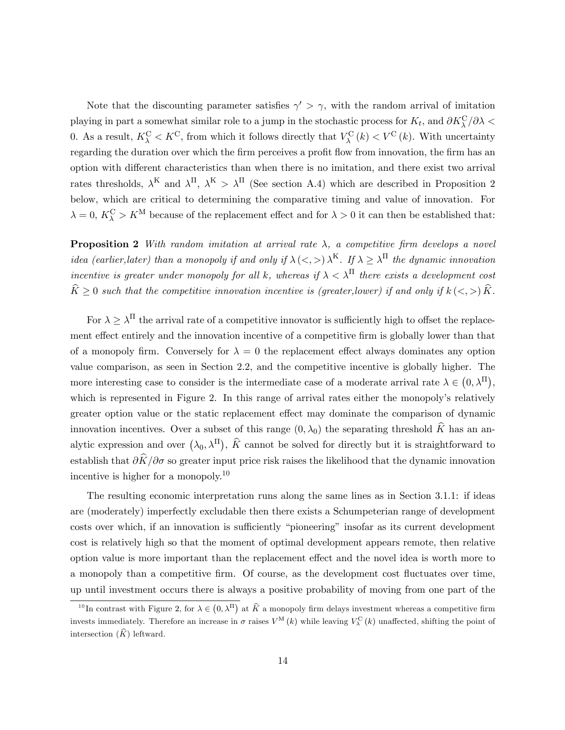Note that the discounting parameter satisfies $\gamma' > \gamma$, with the random arrival of imitation playing in part a somewhat similar role to a jump in the stochastic process for $K_t$, and $\partial K^{\mathrm{C}}_{\lambda}/\partial\lambda < 0$. As a result, $K^{\mathrm{C}}_{\lambda} < K^{\mathrm{C}}$, from which it follows directly that $V^{\mathrm{C}}_{\lambda}(k) < V^{\mathrm{C}}(k)$. With uncertainty regarding the duration over which the firm perceives a profit flow from innovation, the firm has an option with different characteristics than when there is no imitation, and there exist two arrival rates thresholds, $\lambda^{\mathrm{K}}$ and $\lambda^{\Pi}$, $\lambda^{\mathrm{K}} > \lambda^{\Pi}$ (See section A.4) which are described in Proposition 2 below, which are critical to determining the comparative timing and value of innovation. For $\lambda = 0$, $K^{\mathrm{C}}_{\lambda} > K^{\mathrm{M}}$ because of the replacement effect and for $\lambda > 0$ it can then be established that:

**Proposition 2** *With random imitation at arrival rate $\lambda$, a competitive firm develops a novel idea (earlier,later) than a monopoly if and only if $\lambda\,(<,>)\,\lambda^{\mathrm{K}}$. If $\lambda \geq \lambda^{\Pi}$ the dynamic innovation incentive is greater under monopoly for all $k$, whereas if $\lambda < \lambda^{\Pi}$ there exists a development cost $\widehat{K} \geq 0$ such that the competitive innovation incentive is (greater,lower) if and only if $k\,(<,>)\,\widehat{K}$.*

For $\lambda \geq \lambda^{\Pi}$ the arrival rate of a competitive innovator is sufficiently high to offset the replacement effect entirely and the innovation incentive of a competitive firm is globally lower than that of a monopoly firm. Conversely for $\lambda = 0$ the replacement effect always dominates any option value comparison, as seen in Section 2.2, and the competitive incentive is globally higher. The more interesting case to consider is the intermediate case of a moderate arrival rate $\lambda \in (0, \lambda^{\Pi})$, which is represented in Figure 2. In this range of arrival rates either the monopoly's relatively greater option value or the static replacement effect may dominate the comparison of dynamic innovation incentives. Over a subset of this range $(0, \lambda_0)$ the separating threshold $\widehat{K}$ has an analytic expression and over $(\lambda_0, \lambda^{\Pi})$, $\widehat{K}$ cannot be solved for directly but it is straightforward to establish that $\partial\widehat{K}/\partial\sigma$ so greater input price risk raises the likelihood that the dynamic innovation incentive is higher for a monopoly.[10]

The resulting economic interpretation runs along the same lines as in Section 3.1.1: if ideas are (moderately) imperfectly excludable then there exists a Schumpeterian range of development costs over which, if an innovation is sufficiently "pioneering" insofar as its current development cost is relatively high so that the moment of optimal development appears remote, then relative option value is more important than the replacement effect and the novel idea is worth more to a monopoly than a competitive firm. Of course, as the development cost fluctuates over time, up until investment occurs there is always a positive probability of moving from one part of the

[10] In contrast with Figure 2, for $\lambda \in (0, \lambda^{\Pi})$ at $\widehat{K}$ a monopoly firm delays investment whereas a competitive firm invests immediately. Therefore an increase in $\sigma$ raises $V^{\mathrm{M}}(k)$ while leaving $V^{\mathrm{C}}_{\lambda}(k)$ unaffected, shifting the point of intersection ($\widehat{K}$) leftward.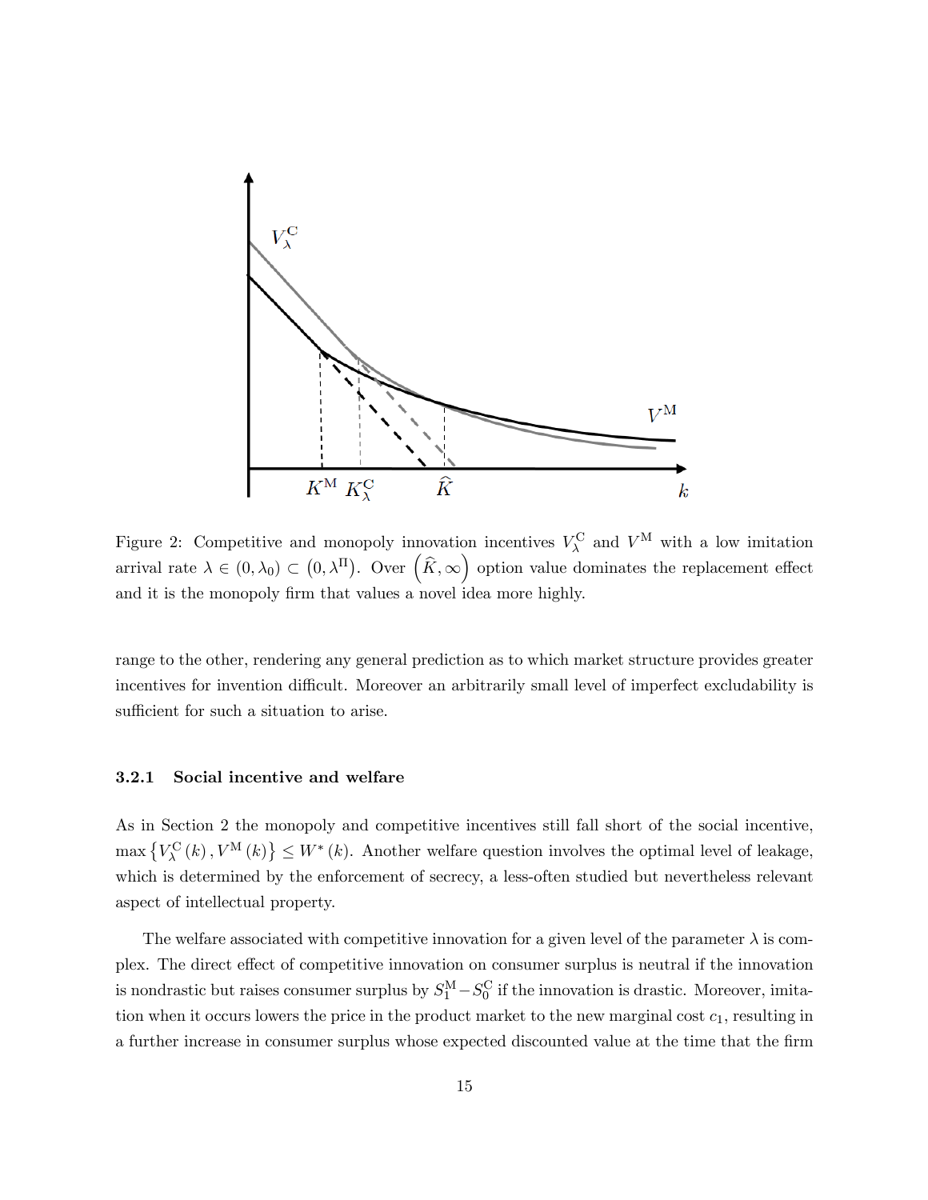Figure 2: Competitive and monopoly innovation incentives $V_{\lambda}^{\mathrm{C}}$ and $V^{\mathrm{M}}$ with a low imitation arrival rate $\lambda \in (0, \lambda_0) \subset (0, \lambda^{\Pi})$. Over $\left(\widehat{K}, \infty\right)$ option value dominates the replacement effect and it is the monopoly firm that values a novel idea more highly.

range to the other, rendering any general prediction as to which market structure provides greater incentives for invention difficult. Moreover an arbitrarily small level of imperfect excludability is sufficient for such a situation to arise.

#### 3.2.1 Social incentive and welfare

As in Section 2 the monopoly and competitive incentives still fall short of the social incentive, $\max\left\{V_{\lambda}^{\mathrm{C}}(k), V^{\mathrm{M}}(k)\right\} \leq W^{*}(k)$. Another welfare question involves the optimal level of leakage, which is determined by the enforcement of secrecy, a less-often studied but nevertheless relevant aspect of intellectual property.

The welfare associated with competitive innovation for a given level of the parameter $\lambda$ is complex. The direct effect of competitive innovation on consumer surplus is neutral if the innovation is nondrastic but raises consumer surplus by $S_1^{\mathrm{M}} - S_0^{\mathrm{C}}$ if the innovation is drastic. Moreover, imitation when it occurs lowers the price in the product market to the new marginal cost $c_1$, resulting in a further increase in consumer surplus whose expected discounted value at the time that the firm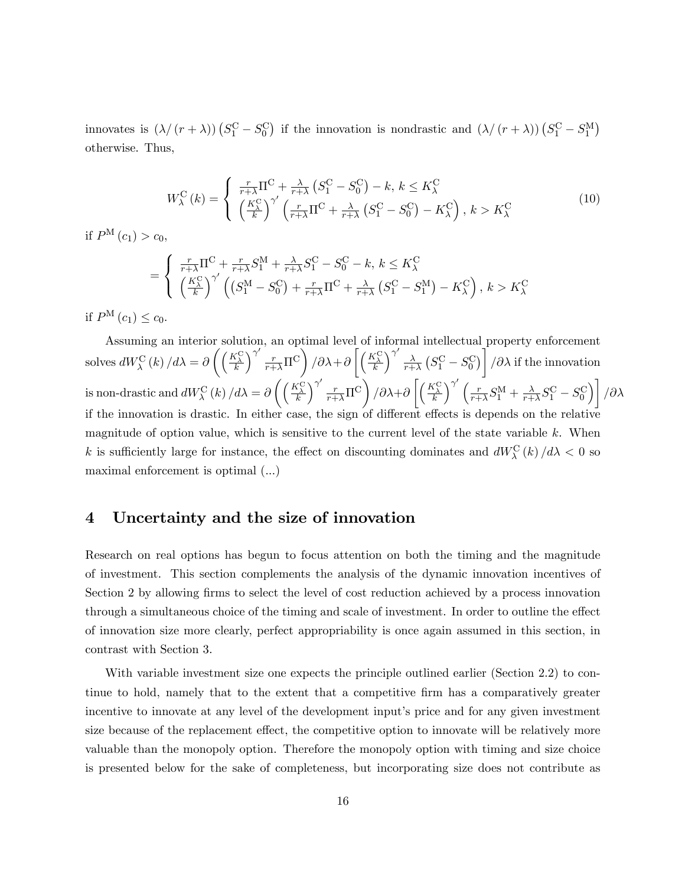innovates is $(\lambda/(r+\lambda))\left(S_1^{\mathrm{C}} - S_0^{\mathrm{C}}\right)$ if the innovation is nondrastic and $(\lambda/(r+\lambda))\left(S_1^{\mathrm{C}} - S_1^{\mathrm{M}}\right)$ otherwise. Thus,

$$W_\lambda^{\mathrm{C}}(k) = \begin{cases} \frac{r}{r+\lambda}\Pi^{\mathrm{C}} + \frac{\lambda}{r+\lambda}\left(S_1^{\mathrm{C}} - S_0^{\mathrm{C}}\right) - k, \; k \leq K_\lambda^{\mathrm{C}} \\ \left(\frac{K_\lambda^{\mathrm{C}}}{k}\right)^{\gamma'}\left(\frac{r}{r+\lambda}\Pi^{\mathrm{C}} + \frac{\lambda}{r+\lambda}\left(S_1^{\mathrm{C}} - S_0^{\mathrm{C}}\right) - K_\lambda^{\mathrm{C}}\right), \; k > K_\lambda^{\mathrm{C}} \end{cases} \tag{10}$$

if $P^{\mathrm{M}}(c_1) > c_0$,

$$= \begin{cases} \frac{r}{r+\lambda}\Pi^{\mathrm{C}} + \frac{r}{r+\lambda}S_1^{\mathrm{M}} + \frac{\lambda}{r+\lambda}S_1^{\mathrm{C}} - S_0^{\mathrm{C}} - k, \; k \leq K_\lambda^{\mathrm{C}} \\ \left(\frac{K_\lambda^{\mathrm{C}}}{k}\right)^{\gamma'}\left(\left(S_1^{\mathrm{M}} - S_0^{\mathrm{C}}\right) + \frac{r}{r+\lambda}\Pi^{\mathrm{C}} + \frac{\lambda}{r+\lambda}\left(S_1^{\mathrm{C}} - S_1^{\mathrm{M}}\right) - K_\lambda^{\mathrm{C}}\right), \; k > K_\lambda^{\mathrm{C}} \end{cases}$$

if $P^{\mathrm{M}}(c_1) \leq c_0$.

Assuming an interior solution, an optimal level of informal intellectual property enforcement solves $dW_\lambda^{\mathrm{C}}(k)/d\lambda = \partial\left(\left(\frac{K_\lambda^{\mathrm{C}}}{k}\right)^{\gamma'}\frac{r}{r+\lambda}\Pi^{\mathrm{C}}\right)/\partial\lambda + \partial\left[\left(\frac{K_\lambda^{\mathrm{C}}}{k}\right)^{\gamma'}\frac{\lambda}{r+\lambda}\left(S_1^{\mathrm{C}} - S_0^{\mathrm{C}}\right)\right]/\partial\lambda$ if the innovation is non-drastic and $dW_\lambda^{\mathrm{C}}(k)/d\lambda = \partial\left(\left(\frac{K_\lambda^{\mathrm{C}}}{k}\right)^{\gamma'}\frac{r}{r+\lambda}\Pi^{\mathrm{C}}\right)/\partial\lambda + \partial\left[\left(\frac{K_\lambda^{\mathrm{C}}}{k}\right)^{\gamma'}\left(\frac{r}{r+\lambda}S_1^{\mathrm{M}} + \frac{\lambda}{r+\lambda}S_1^{\mathrm{C}} - S_0^{\mathrm{C}}\right)\right]/\partial\lambda$ if the innovation is drastic. In either case, the sign of different effects is depends on the relative magnitude of option value, which is sensitive to the current level of the state variable $k$. When $k$ is sufficiently large for instance, the effect on discounting dominates and $dW_\lambda^{\mathrm{C}}(k)/d\lambda < 0$ so maximal enforcement is optimal (...)

# 4 Uncertainty and the size of innovation

Research on real options has begun to focus attention on both the timing and the magnitude of investment. This section complements the analysis of the dynamic innovation incentives of Section 2 by allowing firms to select the level of cost reduction achieved by a process innovation through a simultaneous choice of the timing and scale of investment. In order to outline the effect of innovation size more clearly, perfect appropriability is once again assumed in this section, in contrast with Section 3.

With variable investment size one expects the principle outlined earlier (Section 2.2) to continue to hold, namely that to the extent that a competitive firm has a comparatively greater incentive to innovate at any level of the development input's price and for any given investment size because of the replacement effect, the competitive option to innovate will be relatively more valuable than the monopoly option. Therefore the monopoly option with timing and size choice is presented below for the sake of completeness, but incorporating size does not contribute as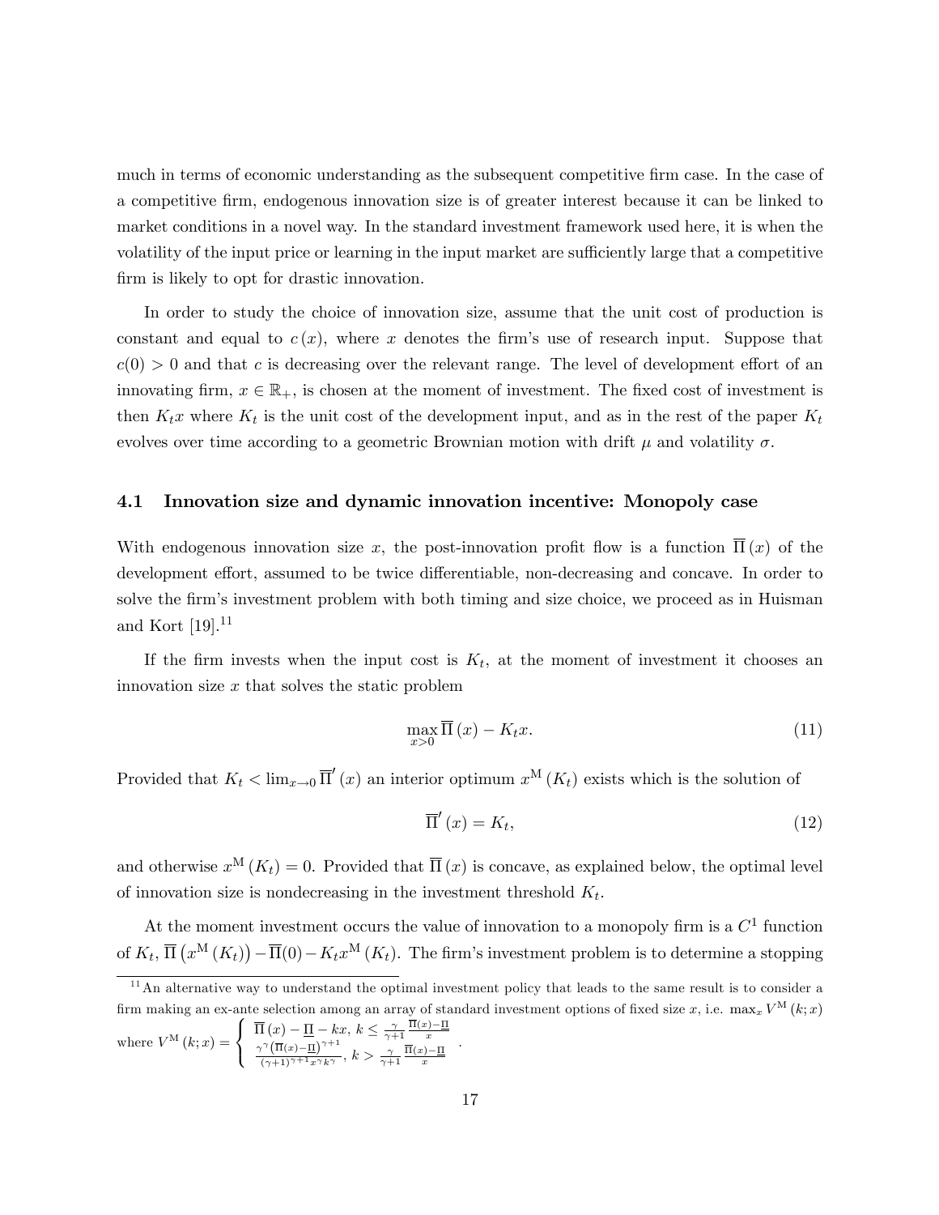much in terms of economic understanding as the subsequent competitive firm case. In the case of a competitive firm, endogenous innovation size is of greater interest because it can be linked to market conditions in a novel way. In the standard investment framework used here, it is when the volatility of the input price or learning in the input market are sufficiently large that a competitive firm is likely to opt for drastic innovation.

In order to study the choice of innovation size, assume that the unit cost of production is constant and equal to $c(x)$, where $x$ denotes the firm's use of research input. Suppose that $c(0) > 0$ and that $c$ is decreasing over the relevant range. The level of development effort of an innovating firm, $x \in \mathbb{R}_+$, is chosen at the moment of investment. The fixed cost of investment is then $K_t x$ where $K_t$ is the unit cost of the development input, and as in the rest of the paper $K_t$ evolves over time according to a geometric Brownian motion with drift $\mu$ and volatility $\sigma$.

### 4.1 Innovation size and dynamic innovation incentive: Monopoly case

With endogenous innovation size $x$, the post-innovation profit flow is a function $\overline{\Pi}(x)$ of the development effort, assumed to be twice differentiable, non-decreasing and concave. In order to solve the firm's investment problem with both timing and size choice, we proceed as in Huisman and Kort [19].[11]

If the firm invests when the input cost is $K_t$, at the moment of investment it chooses an innovation size $x$ that solves the static problem

$$\max_{x>0} \overline{\Pi}(x) - K_t x. \tag{11}$$

Provided that $K_t < \lim_{x\to 0} \overline{\Pi}'(x)$ an interior optimum $x^{\mathrm{M}}(K_t)$ exists which is the solution of

$$\overline{\Pi}'(x) = K_t, \tag{12}$$

and otherwise $x^{\mathrm{M}}(K_t) = 0$. Provided that $\overline{\Pi}(x)$ is concave, as explained below, the optimal level of innovation size is nondecreasing in the investment threshold $K_t$.

At the moment investment occurs the value of innovation to a monopoly firm is a $C^1$ function of $K_t$, $\overline{\Pi}\left(x^{\mathrm{M}}(K_t)\right) - \overline{\Pi}(0) - K_t x^{\mathrm{M}}(K_t)$. The firm's investment problem is to determine a stopping

[11] An alternative way to understand the optimal investment policy that leads to the same result is to consider a firm making an ex-ante selection among an array of standard investment options of fixed size $x$, i.e. $\max_x V^{\mathrm{M}}(k;x)$ where $V^{\mathrm{M}}(k;x) = \begin{cases} \overline{\Pi}(x) - \underline{\Pi} - kx, & k \leq \frac{\gamma}{\gamma+1}\frac{\overline{\Pi}(x)-\underline{\Pi}}{x} \\ \frac{\gamma^{\gamma}\left(\overline{\Pi}(x)-\underline{\Pi}\right)^{\gamma+1}}{(\gamma+1)^{\gamma+1}x^{\gamma}k^{\gamma}}, & k > \frac{\gamma}{\gamma+1}\frac{\overline{\Pi}(x)-\underline{\Pi}}{x} \end{cases}$.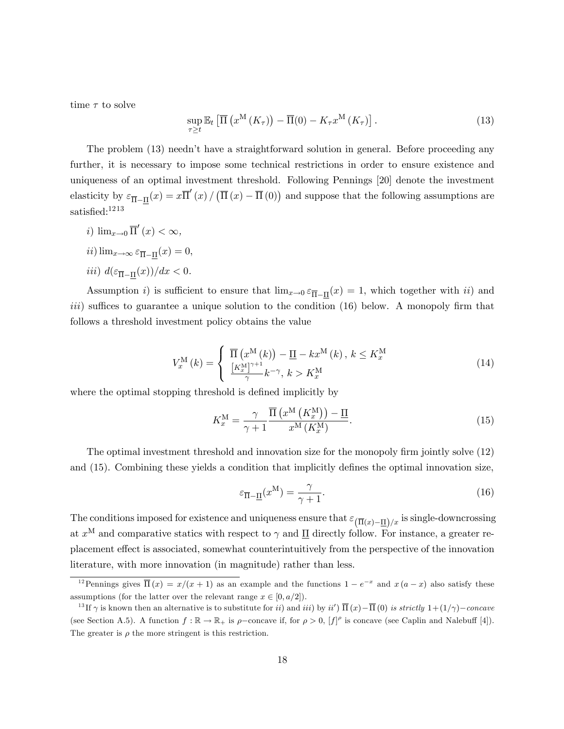time $\tau$ to solve

$$\sup_{\tau \geq t} \mathbb{E}_t \left[ \overline{\Pi}\left(x^{\mathrm{M}}\left(K_\tau\right)\right) - \overline{\Pi}(0) - K_\tau x^{\mathrm{M}}\left(K_\tau\right) \right]. \tag{13}$$

The problem (13) needn't have a straightforward solution in general. Before proceeding any further, it is necessary to impose some technical restrictions in order to ensure existence and uniqueness of an optimal investment threshold. Following Pennings [20] denote the investment elasticity by $\varepsilon_{\overline{\Pi}-\underline{\Pi}}(x) = x\overline{\Pi}'(x) / \left(\overline{\Pi}(x) - \overline{\Pi}(0)\right)$ and suppose that the following assumptions are satisfied:[12][13]

*i)* $\lim_{x\to 0} \overline{\Pi}'(x) < \infty$,

*ii)* $\lim_{x\to\infty} \varepsilon_{\overline{\Pi}-\underline{\Pi}}(x) = 0$,

*iii)* $d(\varepsilon_{\overline{\Pi}-\underline{\Pi}}(x))/dx < 0$.

Assumption *i)* is sufficient to ensure that $\lim_{x\to 0} \varepsilon_{\overline{\Pi}-\underline{\Pi}}(x) = 1$, which together with *ii)* and *iii)* suffices to guarantee a unique solution to the condition (16) below. A monopoly firm that follows a threshold investment policy obtains the value

$$V_x^{\mathrm{M}}(k) = \begin{cases} \overline{\Pi}\left(x^{\mathrm{M}}(k)\right) - \underline{\Pi} - kx^{\mathrm{M}}(k), \ k \leq K_x^{\mathrm{M}} \\ \frac{\left[K_x^{\mathrm{M}}\right]^{\gamma+1}}{\gamma} k^{-\gamma}, \ k > K_x^{\mathrm{M}} \end{cases} \tag{14}$$

where the optimal stopping threshold is defined implicitly by

$$K_x^{\mathrm{M}} = \frac{\gamma}{\gamma+1} \frac{\overline{\Pi}\left(x^{\mathrm{M}}\left(K_x^{\mathrm{M}}\right)\right) - \underline{\Pi}}{x^{\mathrm{M}}\left(K_x^{\mathrm{M}}\right)}. \tag{15}$$

The optimal investment threshold and innovation size for the monopoly firm jointly solve (12) and (15). Combining these yields a condition that implicitly defines the optimal innovation size,

$$\varepsilon_{\overline{\Pi}-\underline{\Pi}}(x^{\mathrm{M}}) = \frac{\gamma}{\gamma+1}. \tag{16}$$

The conditions imposed for existence and uniqueness ensure that $\varepsilon_{\left(\overline{\Pi}(x)-\underline{\Pi}\right)/x}$ is single-downcrossing at $x^{\mathrm{M}}$ and comparative statics with respect to $\gamma$ and $\underline{\Pi}$ directly follow. For instance, a greater replacement effect is associated, somewhat counterintuitively from the perspective of the innovation literature, with more innovation (in magnitude) rather than less.

[12] Pennings gives $\overline{\Pi}(x) = x/(x+1)$ as an example and the functions $1 - e^{-x}$ and $x(a-x)$ also satisfy these assumptions (for the latter over the relevant range $x \in [0, a/2]$).

[13] If $\gamma$ is known then an alternative is to substitute for *ii)* and *iii)* by *ii')* $\overline{\Pi}(x) - \overline{\Pi}(0)$ *is strictly* $1+(1/\gamma)-$*concave* (see Section A.5). A function $f : \mathbb{R} \to \mathbb{R}_+$ is $\rho-$concave if, for $\rho > 0$, $[f]^\rho$ is concave (see Caplin and Nalebuff [4]). The greater is $\rho$ the more stringent is this restriction.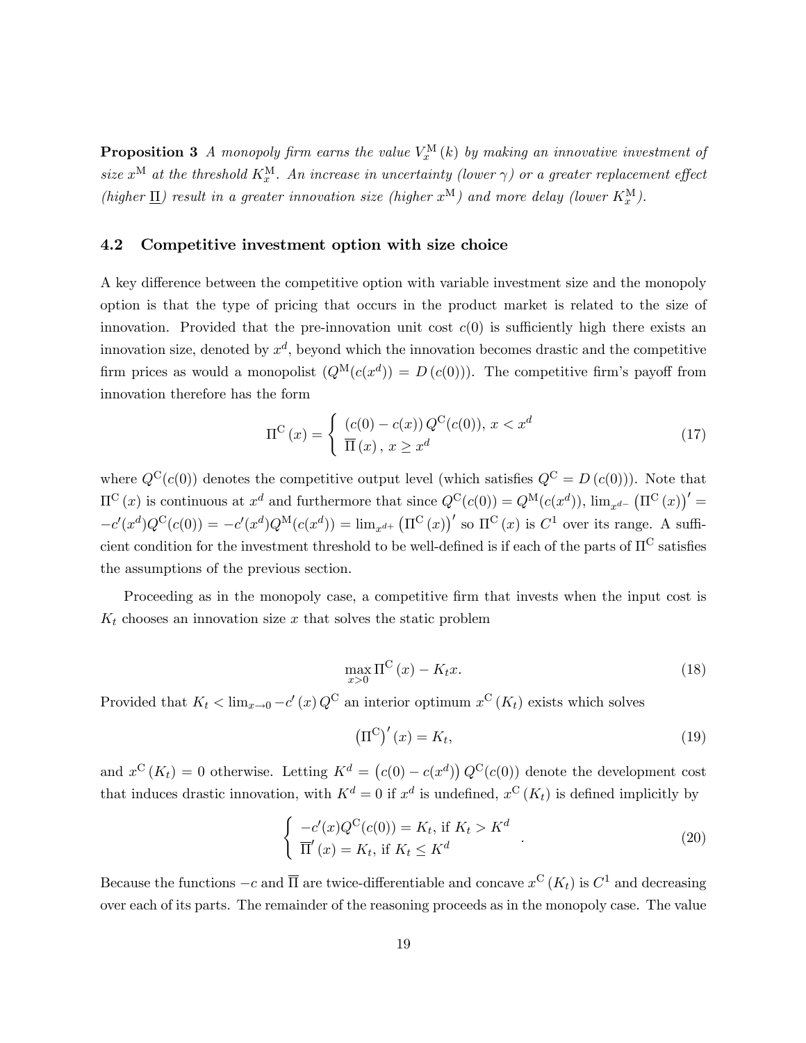**Proposition 3** *A monopoly firm earns the value $V_x^{\mathrm{M}}(k)$ by making an innovative investment of size $x^{\mathrm{M}}$ at the threshold $K_x^{\mathrm{M}}$. An increase in uncertainty (lower $\gamma$) or a greater replacement effect (higher $\underline{\Pi}$) result in a greater innovation size (higher $x^{\mathrm{M}}$) and more delay (lower $K_x^{\mathrm{M}}$).*

### 4.2 Competitive investment option with size choice

A key difference between the competitive option with variable investment size and the monopoly option is that the type of pricing that occurs in the product market is related to the size of innovation. Provided that the pre-innovation unit cost $c(0)$ is sufficiently high there exists an innovation size, denoted by $x^d$, beyond which the innovation becomes drastic and the competitive firm prices as would a monopolist ($Q^{\mathrm{M}}(c(x^d)) = D(c(0))$). The competitive firm's payoff from innovation therefore has the form

$$
\Pi^{\mathrm{C}}(x) = \begin{cases} (c(0) - c(x))\, Q^{\mathrm{C}}(c(0)),\ x < x^d \\ \overline{\Pi}(x),\ x \geq x^d \end{cases} \tag{17}
$$

where $Q^{\mathrm{C}}(c(0))$ denotes the competitive output level (which satisfies $Q^{\mathrm{C}} = D(c(0))$). Note that $\Pi^{\mathrm{C}}(x)$ is continuous at $x^d$ and furthermore that since $Q^{\mathrm{C}}(c(0)) = Q^{\mathrm{M}}(c(x^d))$, $\lim_{x^{d-}} \left(\Pi^{\mathrm{C}}(x)\right)' = -c'(x^d)Q^{\mathrm{C}}(c(0)) = -c'(x^d)Q^{\mathrm{M}}(c(x^d)) = \lim_{x^{d+}} \left(\Pi^{\mathrm{C}}(x)\right)'$ so $\Pi^{\mathrm{C}}(x)$ is $C^1$ over its range. A sufficient condition for the investment threshold to be well-defined is if each of the parts of $\Pi^{\mathrm{C}}$ satisfies the assumptions of the previous section.

Proceeding as in the monopoly case, a competitive firm that invests when the input cost is $K_t$ chooses an innovation size $x$ that solves the static problem

$$
\max_{x>0} \Pi^{\mathrm{C}}(x) - K_t x. \tag{18}
$$

Provided that $K_t < \lim_{x \to 0} -c'(x)\, Q^{\mathrm{C}}$ an interior optimum $x^{\mathrm{C}}(K_t)$ exists which solves

$$
\left(\Pi^{\mathrm{C}}\right)'(x) = K_t, \tag{19}
$$

and $x^{\mathrm{C}}(K_t) = 0$ otherwise. Letting $K^d = \left(c(0) - c(x^d)\right) Q^{\mathrm{C}}(c(0))$ denote the development cost that induces drastic innovation, with $K^d = 0$ if $x^d$ is undefined, $x^{\mathrm{C}}(K_t)$ is defined implicitly by

$$
\begin{cases} -c'(x)Q^{\mathrm{C}}(c(0)) = K_t, \text{ if } K_t > K^d \\ \overline{\Pi}'(x) = K_t, \text{ if } K_t \leq K^d \end{cases}. \tag{20}
$$

Because the functions $-c$ and $\overline{\Pi}$ are twice-differentiable and concave $x^{\mathrm{C}}(K_t)$ is $C^1$ and decreasing over each of its parts. The remainder of the reasoning proceeds as in the monopoly case. The value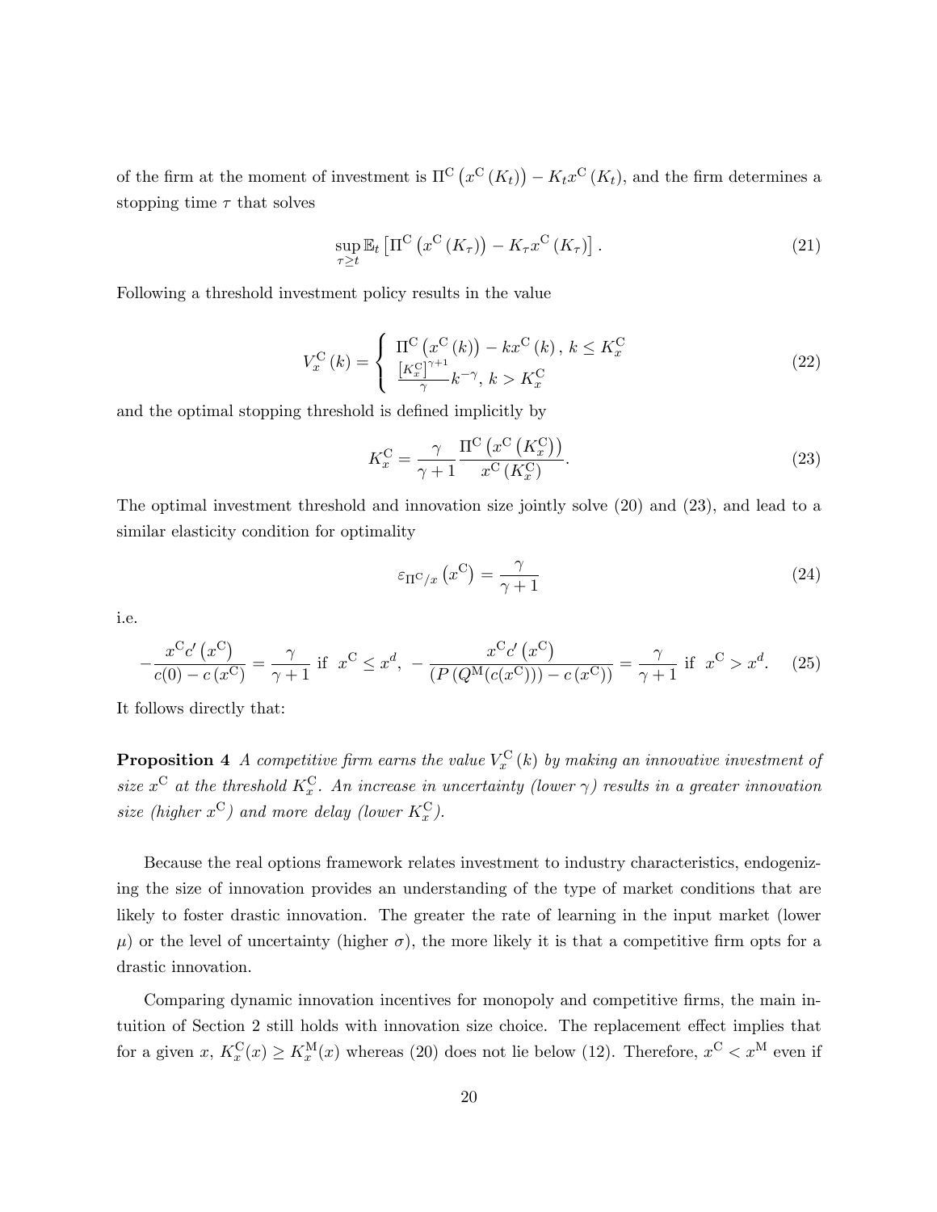of the firm at the moment of investment is $\Pi^{\mathrm{C}}\left(x^{\mathrm{C}}\left(K_t\right)\right) - K_t x^{\mathrm{C}}\left(K_t\right)$, and the firm determines a stopping time $\tau$ that solves

$$\sup_{\tau \geq t} \mathbb{E}_t\left[\Pi^{\mathrm{C}}\left(x^{\mathrm{C}}\left(K_\tau\right)\right) - K_\tau x^{\mathrm{C}}\left(K_\tau\right)\right]. \tag{21}$$

Following a threshold investment policy results in the value

$$V_x^{\mathrm{C}}(k) = \begin{cases} \Pi^{\mathrm{C}}\left(x^{\mathrm{C}}(k)\right) - k x^{\mathrm{C}}(k), \; k \leq K_x^{\mathrm{C}} \\ \frac{\left[K_x^{\mathrm{C}}\right]^{\gamma+1}}{\gamma} k^{-\gamma}, \; k > K_x^{\mathrm{C}} \end{cases} \tag{22}$$

and the optimal stopping threshold is defined implicitly by

$$K_x^{\mathrm{C}} = \frac{\gamma}{\gamma+1} \frac{\Pi^{\mathrm{C}}\left(x^{\mathrm{C}}\left(K_x^{\mathrm{C}}\right)\right)}{x^{\mathrm{C}}\left(K_x^{\mathrm{C}}\right)}. \tag{23}$$

The optimal investment threshold and innovation size jointly solve (20) and (23), and lead to a similar elasticity condition for optimality

$$\varepsilon_{\Pi^{\mathrm{C}}/x}\left(x^{\mathrm{C}}\right) = \frac{\gamma}{\gamma+1} \tag{24}$$

i.e.

$$-\frac{x^{\mathrm{C}} c'\left(x^{\mathrm{C}}\right)}{c(0) - c\left(x^{\mathrm{C}}\right)} = \frac{\gamma}{\gamma+1} \text{ if } \; x^{\mathrm{C}} \leq x^d, \; -\frac{x^{\mathrm{C}} c'\left(x^{\mathrm{C}}\right)}{\left(P\left(Q^{\mathrm{M}}(c(x^{\mathrm{C}}))\right) - c\left(x^{\mathrm{C}}\right)\right)} = \frac{\gamma}{\gamma+1} \text{ if } \; x^{\mathrm{C}} > x^d. \tag{25}$$

It follows directly that:

**Proposition 4** *A competitive firm earns the value $V_x^{\mathrm{C}}(k)$ by making an innovative investment of size $x^{\mathrm{C}}$ at the threshold $K_x^{\mathrm{C}}$. An increase in uncertainty (lower $\gamma$) results in a greater innovation size (higher $x^{\mathrm{C}}$) and more delay (lower $K_x^{\mathrm{C}}$).*

Because the real options framework relates investment to industry characteristics, endogenizing the size of innovation provides an understanding of the type of market conditions that are likely to foster drastic innovation. The greater the rate of learning in the input market (lower $\mu$) or the level of uncertainty (higher $\sigma$), the more likely it is that a competitive firm opts for a drastic innovation.

Comparing dynamic innovation incentives for monopoly and competitive firms, the main intuition of Section 2 still holds with innovation size choice. The replacement effect implies that for a given $x$, $K_x^{\mathrm{C}}(x) \geq K_x^{\mathrm{M}}(x)$ whereas (20) does not lie below (12). Therefore, $x^{\mathrm{C}} < x^{\mathrm{M}}$ even if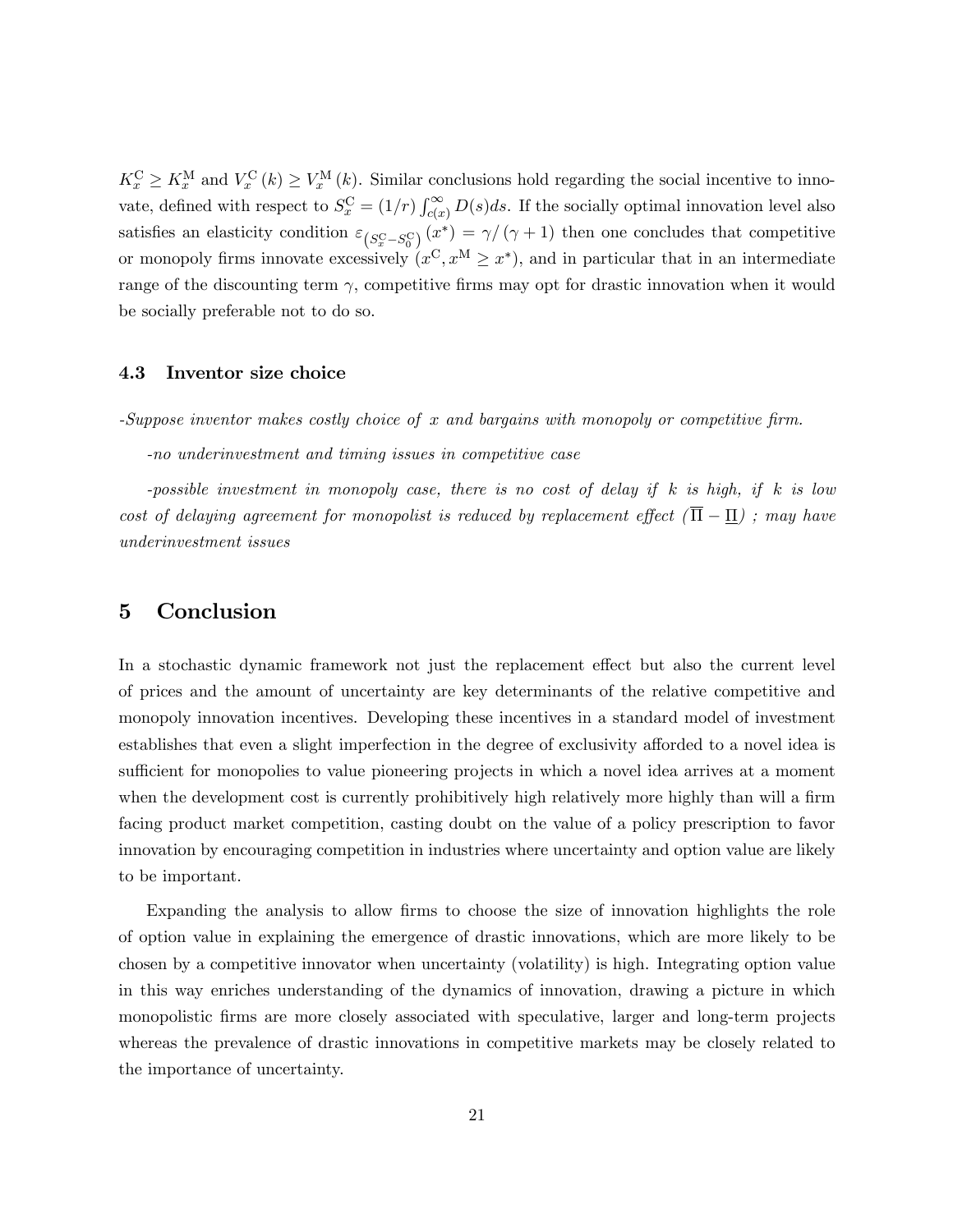$K_x^{\mathrm{C}} \geq K_x^{\mathrm{M}}$ and $V_x^{\mathrm{C}}(k) \geq V_x^{\mathrm{M}}(k)$. Similar conclusions hold regarding the social incentive to innovate, defined with respect to $S_x^{\mathrm{C}} = (1/r) \int_{c(x)}^{\infty} D(s)ds$. If the socially optimal innovation level also satisfies an elasticity condition $\varepsilon_{\left(S_x^{\mathrm{C}} - S_0^{\mathrm{C}}\right)}(x^*) = \gamma / (\gamma + 1)$ then one concludes that competitive or monopoly firms innovate excessively ($x^{\mathrm{C}}, x^{\mathrm{M}} \geq x^*$), and in particular that in an intermediate range of the discounting term $\gamma$, competitive firms may opt for drastic innovation when it would be socially preferable not to do so.

### 4.3 Inventor size choice

*-Suppose inventor makes costly choice of $x$ and bargains with monopoly or competitive firm.*

*-no underinvestment and timing issues in competitive case*

*-possible investment in monopoly case, there is no cost of delay if $k$ is high, if $k$ is low cost of delaying agreement for monopolist is reduced by replacement effect ($\overline{\Pi} - \underline{\Pi}$) ; may have underinvestment issues*

## 5 Conclusion

In a stochastic dynamic framework not just the replacement effect but also the current level of prices and the amount of uncertainty are key determinants of the relative competitive and monopoly innovation incentives. Developing these incentives in a standard model of investment establishes that even a slight imperfection in the degree of exclusivity afforded to a novel idea is sufficient for monopolies to value pioneering projects in which a novel idea arrives at a moment when the development cost is currently prohibitively high relatively more highly than will a firm facing product market competition, casting doubt on the value of a policy prescription to favor innovation by encouraging competition in industries where uncertainty and option value are likely to be important.

Expanding the analysis to allow firms to choose the size of innovation highlights the role of option value in explaining the emergence of drastic innovations, which are more likely to be chosen by a competitive innovator when uncertainty (volatility) is high. Integrating option value in this way enriches understanding of the dynamics of innovation, drawing a picture in which monopolistic firms are more closely associated with speculative, larger and long-term projects whereas the prevalence of drastic innovations in competitive markets may be closely related to the importance of uncertainty.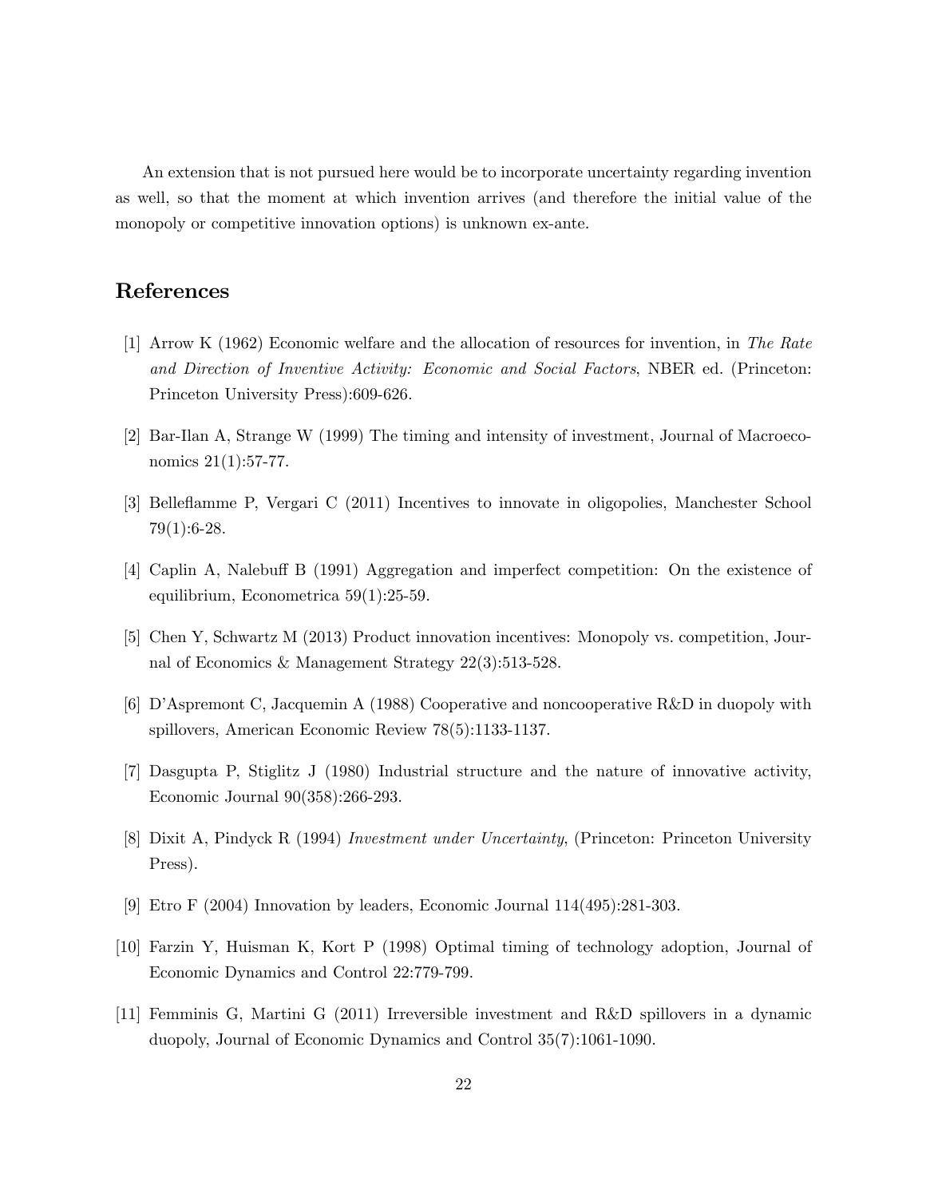An extension that is not pursued here would be to incorporate uncertainty regarding invention as well, so that the moment at which invention arrives (and therefore the initial value of the monopoly or competitive innovation options) is unknown ex-ante.

## References

[1] Arrow K (1962) Economic welfare and the allocation of resources for invention, in *The Rate and Direction of Inventive Activity: Economic and Social Factors*, NBER ed. (Princeton: Princeton University Press):609-626.

[2] Bar-Ilan A, Strange W (1999) The timing and intensity of investment, Journal of Macroeconomics 21(1):57-77.

[3] Belleflamme P, Vergari C (2011) Incentives to innovate in oligopolies, Manchester School 79(1):6-28.

[4] Caplin A, Nalebuff B (1991) Aggregation and imperfect competition: On the existence of equilibrium, Econometrica 59(1):25-59.

[5] Chen Y, Schwartz M (2013) Product innovation incentives: Monopoly vs. competition, Journal of Economics & Management Strategy 22(3):513-528.

[6] D'Aspremont C, Jacquemin A (1988) Cooperative and noncooperative R&D in duopoly with spillovers, American Economic Review 78(5):1133-1137.

[7] Dasgupta P, Stiglitz J (1980) Industrial structure and the nature of innovative activity, Economic Journal 90(358):266-293.

[8] Dixit A, Pindyck R (1994) *Investment under Uncertainty*, (Princeton: Princeton University Press).

[9] Etro F (2004) Innovation by leaders, Economic Journal 114(495):281-303.

[10] Farzin Y, Huisman K, Kort P (1998) Optimal timing of technology adoption, Journal of Economic Dynamics and Control 22:779-799.

[11] Femminis G, Martini G (2011) Irreversible investment and R&D spillovers in a dynamic duopoly, Journal of Economic Dynamics and Control 35(7):1061-1090.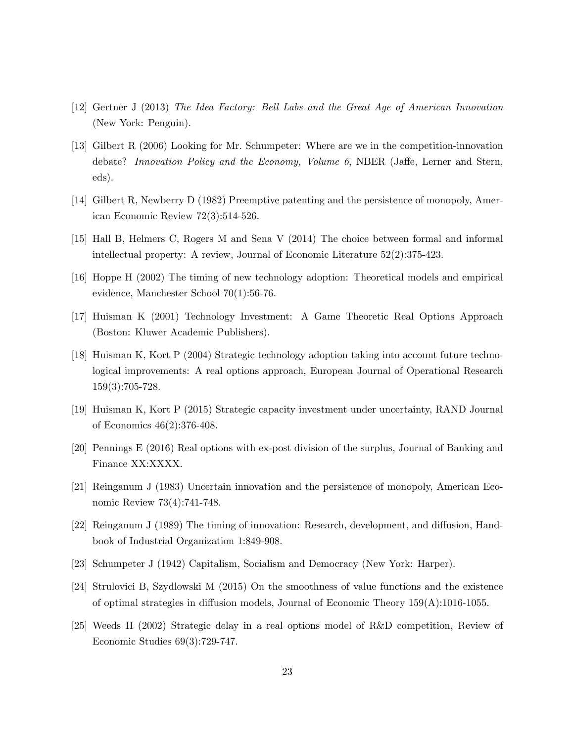[12] Gertner J (2013) *The Idea Factory: Bell Labs and the Great Age of American Innovation* (New York: Penguin).

[13] Gilbert R (2006) Looking for Mr. Schumpeter: Where are we in the competition-innovation debate? *Innovation Policy and the Economy, Volume 6*, NBER (Jaffe, Lerner and Stern, eds).

[14] Gilbert R, Newberry D (1982) Preemptive patenting and the persistence of monopoly, American Economic Review 72(3):514-526.

[15] Hall B, Helmers C, Rogers M and Sena V (2014) The choice between formal and informal intellectual property: A review, Journal of Economic Literature 52(2):375-423.

[16] Hoppe H (2002) The timing of new technology adoption: Theoretical models and empirical evidence, Manchester School 70(1):56-76.

[17] Huisman K (2001) Technology Investment: A Game Theoretic Real Options Approach (Boston: Kluwer Academic Publishers).

[18] Huisman K, Kort P (2004) Strategic technology adoption taking into account future technological improvements: A real options approach, European Journal of Operational Research 159(3):705-728.

[19] Huisman K, Kort P (2015) Strategic capacity investment under uncertainty, RAND Journal of Economics 46(2):376-408.

[20] Pennings E (2016) Real options with ex-post division of the surplus, Journal of Banking and Finance XX:XXXX.

[21] Reinganum J (1983) Uncertain innovation and the persistence of monopoly, American Economic Review 73(4):741-748.

[22] Reinganum J (1989) The timing of innovation: Research, development, and diffusion, Handbook of Industrial Organization 1:849-908.

[23] Schumpeter J (1942) Capitalism, Socialism and Democracy (New York: Harper).

[24] Strulovici B, Szydlowski M (2015) On the smoothness of value functions and the existence of optimal strategies in diffusion models, Journal of Economic Theory 159(A):1016-1055.

[25] Weeds H (2002) Strategic delay in a real options model of R&D competition, Review of Economic Studies 69(3):729-747.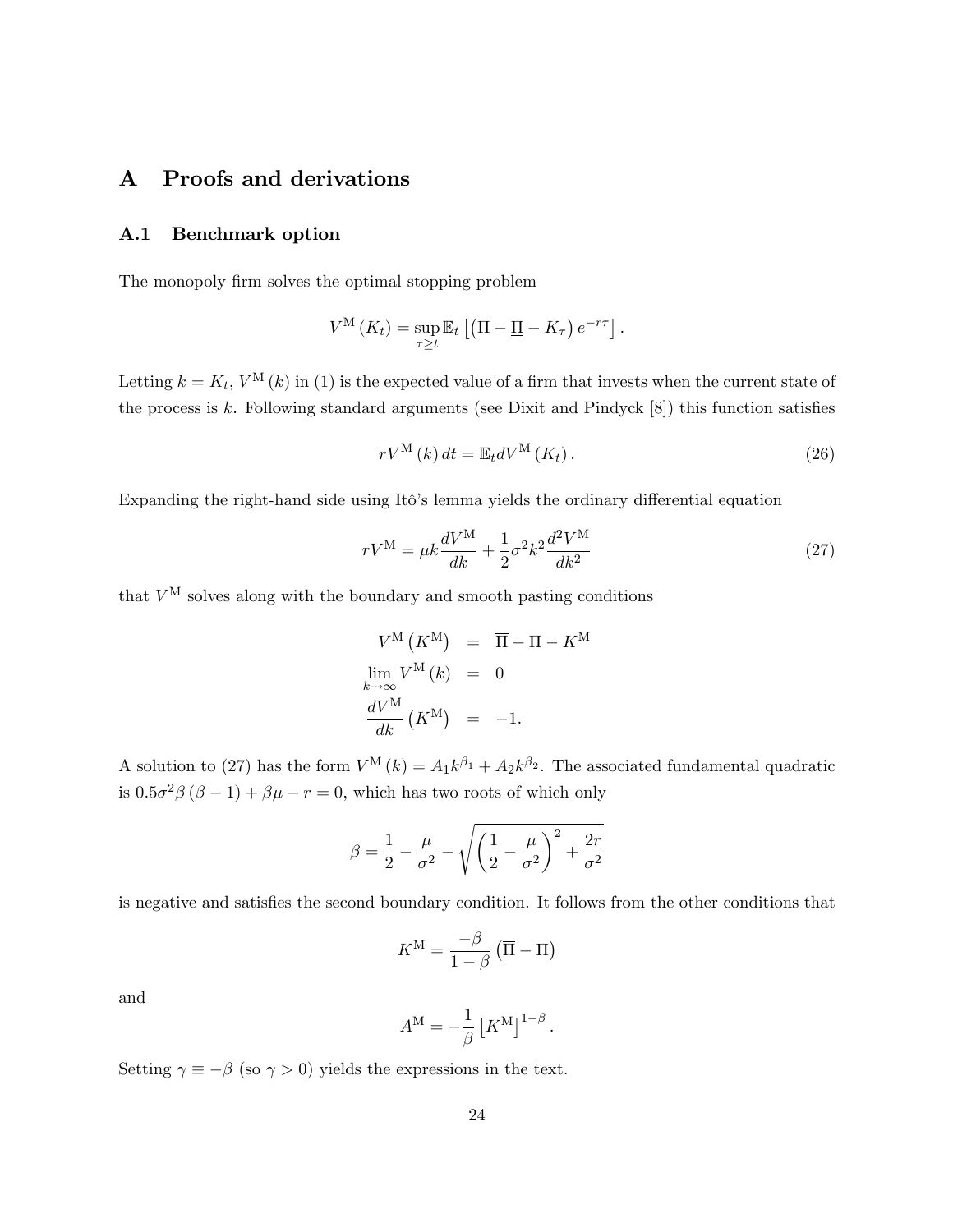# A Proofs and derivations

## A.1 Benchmark option

The monopoly firm solves the optimal stopping problem

$$V^{\mathrm{M}}(K_t) = \sup_{\tau \geq t} \mathbb{E}_t \left[ \left( \overline{\Pi} - \underline{\Pi} - K_\tau \right) e^{-r\tau} \right].$$

Letting $k = K_t$, $V^{\mathrm{M}}(k)$ in (1) is the expected value of a firm that invests when the current state of the process is $k$. Following standard arguments (see Dixit and Pindyck [8]) this function satisfies

$$rV^{\mathrm{M}}(k)\, dt = \mathbb{E}_t dV^{\mathrm{M}}(K_t). \tag{26}$$

Expanding the right-hand side using Itô's lemma yields the ordinary differential equation

$$rV^{\mathrm{M}} = \mu k \frac{dV^{\mathrm{M}}}{dk} + \frac{1}{2}\sigma^2 k^2 \frac{d^2 V^{\mathrm{M}}}{dk^2} \tag{27}$$

that $V^{\mathrm{M}}$ solves along with the boundary and smooth pasting conditions

$$\begin{aligned}
V^{\mathrm{M}}\left(K^{\mathrm{M}}\right) &= \overline{\Pi} - \underline{\Pi} - K^{\mathrm{M}} \\
\lim_{k \to \infty} V^{\mathrm{M}}(k) &= 0 \\
\frac{dV^{\mathrm{M}}}{dk}\left(K^{\mathrm{M}}\right) &= -1.
\end{aligned}$$

A solution to (27) has the form $V^{\mathrm{M}}(k) = A_1 k^{\beta_1} + A_2 k^{\beta_2}$. The associated fundamental quadratic is $0.5\sigma^2 \beta(\beta - 1) + \beta\mu - r = 0$, which has two roots of which only

$$\beta = \frac{1}{2} - \frac{\mu}{\sigma^2} - \sqrt{\left(\frac{1}{2} - \frac{\mu}{\sigma^2}\right)^2 + \frac{2r}{\sigma^2}}$$

is negative and satisfies the second boundary condition. It follows from the other conditions that

$$K^{\mathrm{M}} = \frac{-\beta}{1 - \beta}\left(\overline{\Pi} - \underline{\Pi}\right)$$

and

$$A^{\mathrm{M}} = -\frac{1}{\beta}\left[K^{\mathrm{M}}\right]^{1-\beta}.$$

Setting $\gamma \equiv -\beta$ (so $\gamma > 0$) yields the expressions in the text.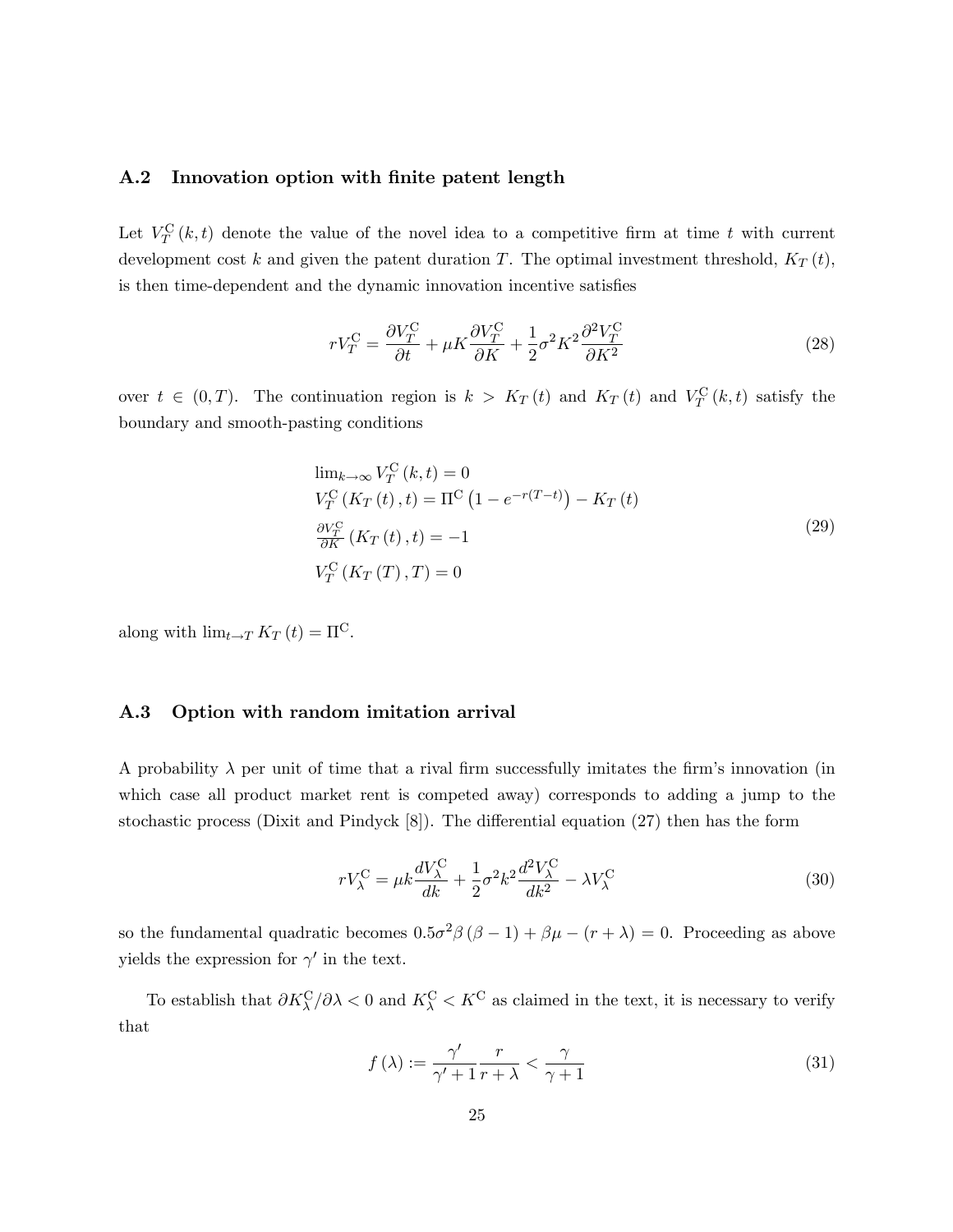### A.2 Innovation option with finite patent length

Let $V_T^{\mathrm{C}}(k,t)$ denote the value of the novel idea to a competitive firm at time $t$ with current development cost $k$ and given the patent duration $T$. The optimal investment threshold, $K_T(t)$, is then time-dependent and the dynamic innovation incentive satisfies

$$rV_T^{\mathrm{C}} = \frac{\partial V_T^{\mathrm{C}}}{\partial t} + \mu K \frac{\partial V_T^{\mathrm{C}}}{\partial K} + \frac{1}{2}\sigma^2 K^2 \frac{\partial^2 V_T^{\mathrm{C}}}{\partial K^2} \tag{28}$$

over $t \in (0,T)$. The continuation region is $k > K_T(t)$ and $K_T(t)$ and $V_T^{\mathrm{C}}(k,t)$ satisfy the boundary and smooth-pasting conditions

$$\begin{aligned}
&\lim_{k\to\infty} V_T^{\mathrm{C}}(k,t) = 0 \\
&V_T^{\mathrm{C}}(K_T(t),t) = \Pi^{\mathrm{C}}\left(1 - e^{-r(T-t)}\right) - K_T(t) \\
&\tfrac{\partial V_T^{\mathrm{C}}}{\partial K}(K_T(t),t) = -1 \\
&V_T^{\mathrm{C}}(K_T(T),T) = 0
\end{aligned} \tag{29}$$

along with $\lim_{t\to T} K_T(t) = \Pi^{\mathrm{C}}$.

### A.3 Option with random imitation arrival

A probability $\lambda$ per unit of time that a rival firm successfully imitates the firm's innovation (in which case all product market rent is competed away) corresponds to adding a jump to the stochastic process (Dixit and Pindyck [8]). The differential equation (27) then has the form

$$rV_\lambda^{\mathrm{C}} = \mu k \frac{dV_\lambda^{\mathrm{C}}}{dk} + \frac{1}{2}\sigma^2 k^2 \frac{d^2 V_\lambda^{\mathrm{C}}}{dk^2} - \lambda V_\lambda^{\mathrm{C}} \tag{30}$$

so the fundamental quadratic becomes $0.5\sigma^2\beta(\beta-1) + \beta\mu - (r+\lambda) = 0$. Proceeding as above yields the expression for $\gamma'$ in the text.

To establish that $\partial K_\lambda^{\mathrm{C}}/\partial\lambda < 0$ and $K_\lambda^{\mathrm{C}} < K^{\mathrm{C}}$ as claimed in the text, it is necessary to verify that

$$f(\lambda) := \frac{\gamma'}{\gamma'+1}\frac{r}{r+\lambda} < \frac{\gamma}{\gamma+1} \tag{31}$$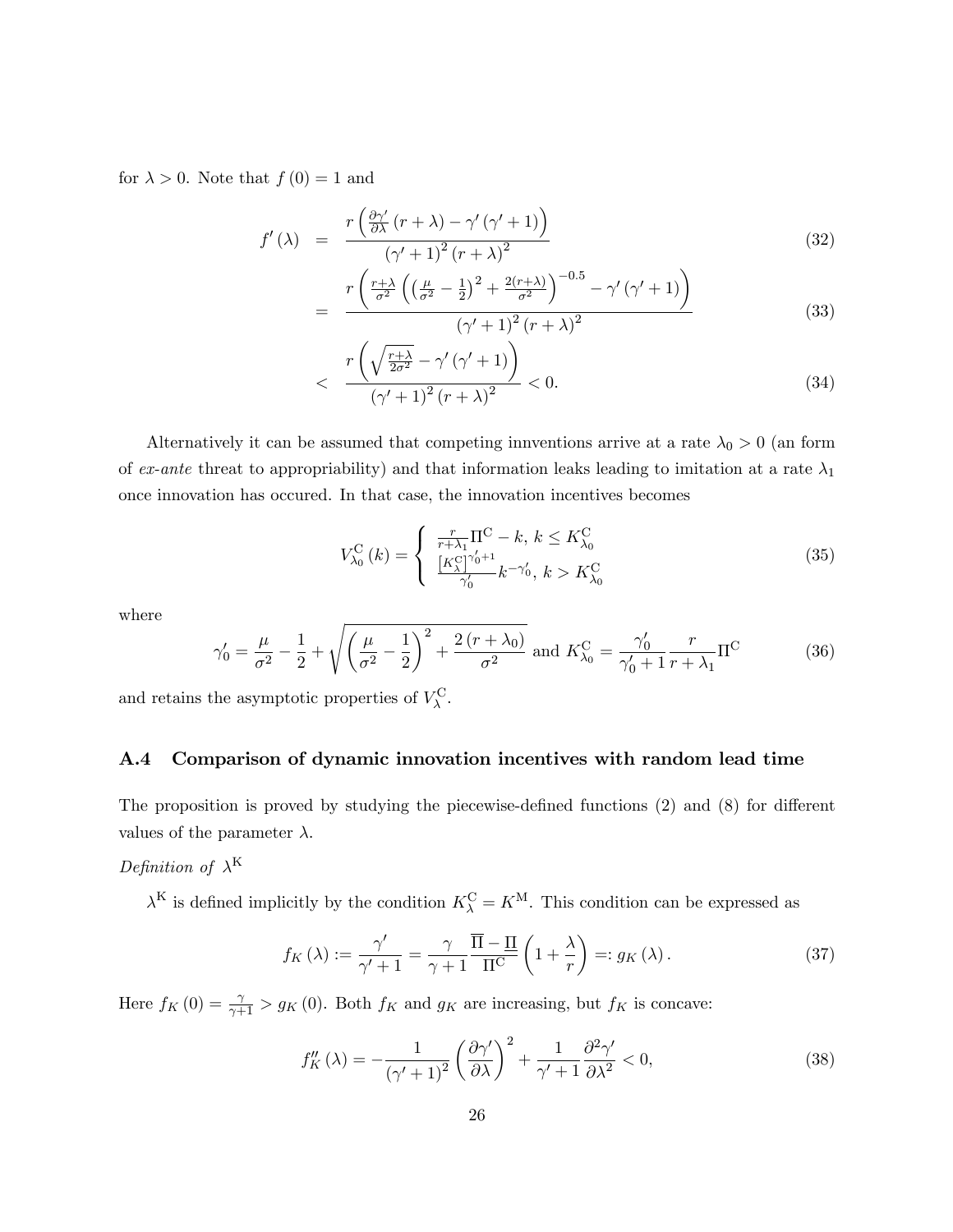for $\lambda > 0$. Note that $f(0) = 1$ and

$$
\begin{aligned}
f'(\lambda) &= \frac{r\left(\frac{\partial \gamma'}{\partial \lambda}(r+\lambda) - \gamma'(\gamma'+1)\right)}{(\gamma'+1)^2 (r+\lambda)^2} && (32) \\
&= \frac{r\left(\frac{r+\lambda}{\sigma^2}\left(\left(\frac{\mu}{\sigma^2}-\frac{1}{2}\right)^2 + \frac{2(r+\lambda)}{\sigma^2}\right)^{-0.5} - \gamma'(\gamma'+1)\right)}{(\gamma'+1)^2 (r+\lambda)^2} && (33) \\
&< \frac{r\left(\sqrt{\frac{r+\lambda}{2\sigma^2}} - \gamma'(\gamma'+1)\right)}{(\gamma'+1)^2 (r+\lambda)^2} < 0. && (34)
\end{aligned}
$$

Alternatively it can be assumed that competing innventions arrive at a rate $\lambda_0 > 0$ (an form of *ex-ante* threat to appropriability) and that information leaks leading to imitation at a rate $\lambda_1$ once innovation has occured. In that case, the innovation incentives becomes

$$
V_{\lambda_0}^{\mathrm{C}}(k) = \begin{cases} \frac{r}{r+\lambda_1}\Pi^{\mathrm{C}} - k, \; k \leq K_{\lambda_0}^{\mathrm{C}} \\ \frac{\left[K_\lambda^{\mathrm{C}}\right]^{\gamma_0'+1}}{\gamma_0'} k^{-\gamma_0'}, \; k > K_{\lambda_0}^{\mathrm{C}} \end{cases} \tag{35}
$$

where

$$
\gamma_0' = \frac{\mu}{\sigma^2} - \frac{1}{2} + \sqrt{\left(\frac{\mu}{\sigma^2}-\frac{1}{2}\right)^2 + \frac{2(r+\lambda_0)}{\sigma^2}} \text{ and } K_{\lambda_0}^{\mathrm{C}} = \frac{\gamma_0'}{\gamma_0'+1}\frac{r}{r+\lambda_1}\Pi^{\mathrm{C}} \tag{36}
$$

and retains the asymptotic properties of $V_\lambda^{\mathrm{C}}$.

## A.4 Comparison of dynamic innovation incentives with random lead time

The proposition is proved by studying the piecewise-defined functions (2) and (8) for different values of the parameter $\lambda$.

*Definition of* $\lambda^{\mathrm{K}}$

$\lambda^{\mathrm{K}}$ is defined implicitly by the condition $K_\lambda^{\mathrm{C}} = K^{\mathrm{M}}$. This condition can be expressed as

$$
f_K(\lambda) := \frac{\gamma'}{\gamma'+1} = \frac{\gamma}{\gamma+1}\frac{\overline{\Pi} - \underline{\Pi}}{\Pi^{\mathrm{C}}}\left(1 + \frac{\lambda}{r}\right) =: g_K(\lambda). \tag{37}
$$

Here $f_K(0) = \frac{\gamma}{\gamma+1} > g_K(0)$. Both $f_K$ and $g_K$ are increasing, but $f_K$ is concave:

$$
f_K''(\lambda) = -\frac{1}{(\gamma'+1)^2}\left(\frac{\partial \gamma'}{\partial \lambda}\right)^2 + \frac{1}{\gamma'+1}\frac{\partial^2 \gamma'}{\partial \lambda^2} < 0, \tag{38}
$$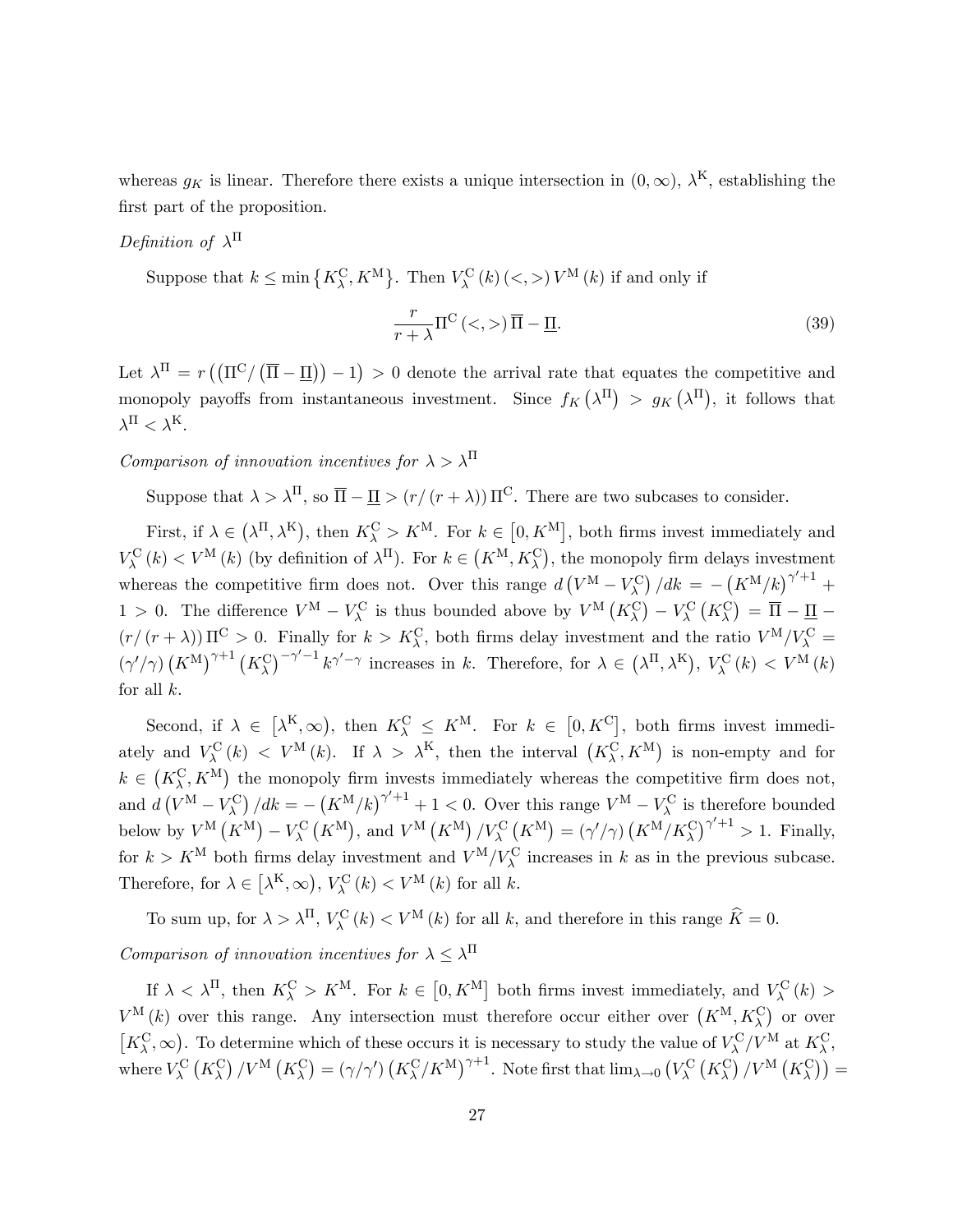whereas $g_K$ is linear. Therefore there exists a unique intersection in $(0, \infty)$, $\lambda^{\mathrm{K}}$, establishing the first part of the proposition.

*Definition of* $\lambda^{\Pi}$

Suppose that $k \leq \min\{K_\lambda^{\mathrm{C}}, K^{\mathrm{M}}\}$. Then $V_\lambda^{\mathrm{C}}(k)\,(<,>)\,V^{\mathrm{M}}(k)$ if and only if

$$\frac{r}{r+\lambda}\Pi^{\mathrm{C}}\,(<,>)\,\overline{\Pi} - \underline{\Pi}. \tag{39}$$

Let $\lambda^{\Pi} = r\left(\left(\Pi^{\mathrm{C}}/\left(\overline{\Pi} - \underline{\Pi}\right)\right) - 1\right) > 0$ denote the arrival rate that equates the competitive and monopoly payoffs from instantaneous investment. Since $f_K\left(\lambda^{\Pi}\right) > g_K\left(\lambda^{\Pi}\right)$, it follows that $\lambda^{\Pi} < \lambda^{\mathrm{K}}$.

*Comparison of innovation incentives for* $\lambda > \lambda^{\Pi}$

Suppose that $\lambda > \lambda^{\Pi}$, so $\overline{\Pi} - \underline{\Pi} > (r/(r+\lambda))\,\Pi^{\mathrm{C}}$. There are two subcases to consider.

First, if $\lambda \in \left(\lambda^{\Pi}, \lambda^{\mathrm{K}}\right)$, then $K_\lambda^{\mathrm{C}} > K^{\mathrm{M}}$. For $k \in \left[0, K^{\mathrm{M}}\right]$, both firms invest immediately and $V_\lambda^{\mathrm{C}}(k) < V^{\mathrm{M}}(k)$ (by definition of $\lambda^{\Pi}$). For $k \in \left(K^{\mathrm{M}}, K_\lambda^{\mathrm{C}}\right)$, the monopoly firm delays investment whereas the competitive firm does not. Over this range $d\left(V^{\mathrm{M}} - V_\lambda^{\mathrm{C}}\right)/dk = -\left(K^{\mathrm{M}}/k\right)^{\gamma'+1} + 1 > 0$. The difference $V^{\mathrm{M}} - V_\lambda^{\mathrm{C}}$ is thus bounded above by $V^{\mathrm{M}}\left(K_\lambda^{\mathrm{C}}\right) - V_\lambda^{\mathrm{C}}\left(K_\lambda^{\mathrm{C}}\right) = \overline{\Pi} - \underline{\Pi} - (r/(r+\lambda))\,\Pi^{\mathrm{C}} > 0$. Finally for $k > K_\lambda^{\mathrm{C}}$, both firms delay investment and the ratio $V^{\mathrm{M}}/V_\lambda^{\mathrm{C}} = (\gamma'/\gamma)\left(K^{\mathrm{M}}\right)^{\gamma+1}\left(K_\lambda^{\mathrm{C}}\right)^{-\gamma'-1}k^{\gamma'-\gamma}$ increases in $k$. Therefore, for $\lambda \in \left(\lambda^{\Pi}, \lambda^{\mathrm{K}}\right)$, $V_\lambda^{\mathrm{C}}(k) < V^{\mathrm{M}}(k)$ for all $k$.

Second, if $\lambda \in \left[\lambda^{\mathrm{K}}, \infty\right)$, then $K_\lambda^{\mathrm{C}} \leq K^{\mathrm{M}}$. For $k \in \left[0, K^{\mathrm{C}}\right]$, both firms invest immediately and $V_\lambda^{\mathrm{C}}(k) < V^{\mathrm{M}}(k)$. If $\lambda > \lambda^{\mathrm{K}}$, then the interval $\left(K_\lambda^{\mathrm{C}}, K^{\mathrm{M}}\right)$ is non-empty and for $k \in \left(K_\lambda^{\mathrm{C}}, K^{\mathrm{M}}\right)$ the monopoly firm invests immediately whereas the competitive firm does not, and $d\left(V^{\mathrm{M}} - V_\lambda^{\mathrm{C}}\right)/dk = -\left(K^{\mathrm{M}}/k\right)^{\gamma'+1} + 1 < 0$. Over this range $V^{\mathrm{M}} - V_\lambda^{\mathrm{C}}$ is therefore bounded below by $V^{\mathrm{M}}\left(K^{\mathrm{M}}\right) - V_\lambda^{\mathrm{C}}\left(K^{\mathrm{M}}\right)$, and $V^{\mathrm{M}}\left(K^{\mathrm{M}}\right)/V_\lambda^{\mathrm{C}}\left(K^{\mathrm{M}}\right) = (\gamma'/\gamma)\left(K^{\mathrm{M}}/K_\lambda^{\mathrm{C}}\right)^{\gamma'+1} > 1$. Finally, for $k > K^{\mathrm{M}}$ both firms delay investment and $V^{\mathrm{M}}/V_\lambda^{\mathrm{C}}$ increases in $k$ as in the previous subcase. Therefore, for $\lambda \in \left[\lambda^{\mathrm{K}}, \infty\right)$, $V_\lambda^{\mathrm{C}}(k) < V^{\mathrm{M}}(k)$ for all $k$.

To sum up, for $\lambda > \lambda^{\Pi}$, $V_\lambda^{\mathrm{C}}(k) < V^{\mathrm{M}}(k)$ for all $k$, and therefore in this range $\widehat{K} = 0$.

*Comparison of innovation incentives for* $\lambda \leq \lambda^{\Pi}$

If $\lambda < \lambda^{\Pi}$, then $K_\lambda^{\mathrm{C}} > K^{\mathrm{M}}$. For $k \in \left[0, K^{\mathrm{M}}\right]$ both firms invest immediately, and $V_\lambda^{\mathrm{C}}(k) > V^{\mathrm{M}}(k)$ over this range. Any intersection must therefore occur either over $\left(K^{\mathrm{M}}, K_\lambda^{\mathrm{C}}\right)$ or over $\left[K_\lambda^{\mathrm{C}}, \infty\right)$. To determine which of these occurs it is necessary to study the value of $V_\lambda^{\mathrm{C}}/V^{\mathrm{M}}$ at $K_\lambda^{\mathrm{C}}$, where $V_\lambda^{\mathrm{C}}\left(K_\lambda^{\mathrm{C}}\right)/V^{\mathrm{M}}\left(K_\lambda^{\mathrm{C}}\right) = (\gamma/\gamma')\left(K_\lambda^{\mathrm{C}}/K^{\mathrm{M}}\right)^{\gamma+1}$. Note first that $\lim_{\lambda\to 0}\left(V_\lambda^{\mathrm{C}}\left(K_\lambda^{\mathrm{C}}\right)/V^{\mathrm{M}}\left(K_\lambda^{\mathrm{C}}\right)\right) =$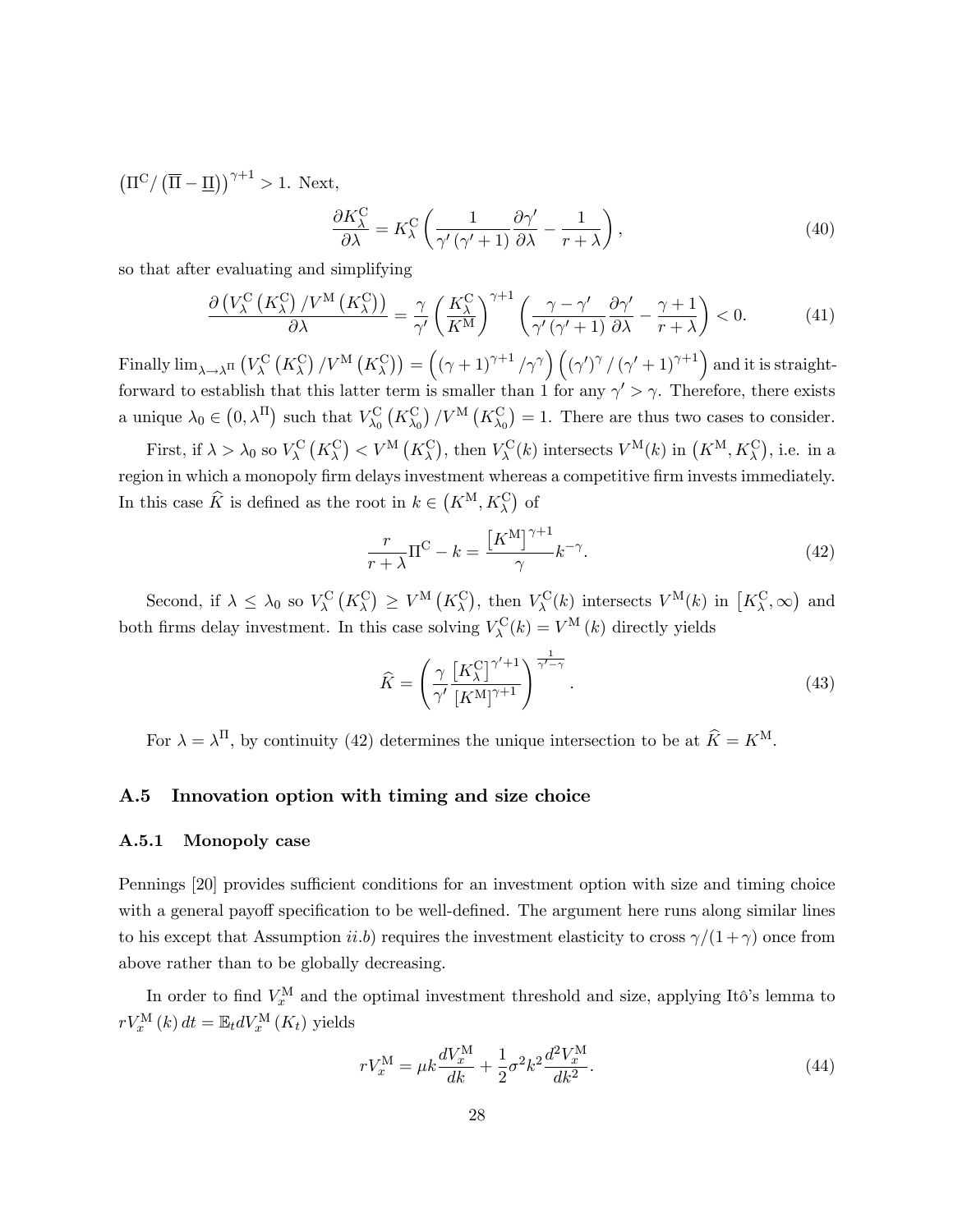$\left(\Pi^{\mathrm{C}} / \left(\overline{\Pi} - \underline{\Pi}\right)\right)^{\gamma+1} > 1$. Next,

$$\frac{\partial K_\lambda^{\mathrm{C}}}{\partial \lambda} = K_\lambda^{\mathrm{C}} \left( \frac{1}{\gamma' \left(\gamma' + 1\right)} \frac{\partial \gamma'}{\partial \lambda} - \frac{1}{r + \lambda} \right), \tag{40}$$

so that after evaluating and simplifying

$$\frac{\partial \left( V_\lambda^{\mathrm{C}} \left(K_\lambda^{\mathrm{C}}\right) / V^{\mathrm{M}} \left(K_\lambda^{\mathrm{C}}\right) \right)}{\partial \lambda} = \frac{\gamma}{\gamma'} \left( \frac{K_\lambda^{\mathrm{C}}}{K^{\mathrm{M}}} \right)^{\gamma+1} \left( \frac{\gamma - \gamma'}{\gamma' \left(\gamma' + 1\right)} \frac{\partial \gamma'}{\partial \lambda} - \frac{\gamma + 1}{r + \lambda} \right) < 0. \tag{41}$$

Finally $\lim_{\lambda \to \lambda^\Pi} \left( V_\lambda^{\mathrm{C}} \left(K_\lambda^{\mathrm{C}}\right) / V^{\mathrm{M}} \left(K_\lambda^{\mathrm{C}}\right) \right) = \left( \left(\gamma + 1\right)^{\gamma+1} / \gamma^\gamma \right) \left( \left(\gamma'\right)^\gamma / \left(\gamma' + 1\right)^{\gamma+1} \right)$ and it is straightforward to establish that this latter term is smaller than 1 for any $\gamma' > \gamma$. Therefore, there exists a unique $\lambda_0 \in \left(0, \lambda^\Pi\right)$ such that $V_{\lambda_0}^{\mathrm{C}} \left(K_{\lambda_0}^{\mathrm{C}}\right) / V^{\mathrm{M}} \left(K_{\lambda_0}^{\mathrm{C}}\right) = 1$. There are thus two cases to consider.

First, if $\lambda > \lambda_0$ so $V_\lambda^{\mathrm{C}} \left(K_\lambda^{\mathrm{C}}\right) < V^{\mathrm{M}} \left(K_\lambda^{\mathrm{C}}\right)$, then $V_\lambda^{\mathrm{C}}(k)$ intersects $V^{\mathrm{M}}(k)$ in $\left(K^{\mathrm{M}}, K_\lambda^{\mathrm{C}}\right)$, i.e. in a region in which a monopoly firm delays investment whereas a competitive firm invests immediately. In this case $\widehat{K}$ is defined as the root in $k \in \left(K^{\mathrm{M}}, K_\lambda^{\mathrm{C}}\right)$ of

$$\frac{r}{r + \lambda} \Pi^{\mathrm{C}} - k = \frac{\left[K^{\mathrm{M}}\right]^{\gamma+1}}{\gamma} k^{-\gamma}. \tag{42}$$

Second, if $\lambda \leq \lambda_0$ so $V_\lambda^{\mathrm{C}} \left(K_\lambda^{\mathrm{C}}\right) \geq V^{\mathrm{M}} \left(K_\lambda^{\mathrm{C}}\right)$, then $V_\lambda^{\mathrm{C}}(k)$ intersects $V^{\mathrm{M}}(k)$ in $\left[K_\lambda^{\mathrm{C}}, \infty\right)$ and both firms delay investment. In this case solving $V_\lambda^{\mathrm{C}}(k) = V^{\mathrm{M}}(k)$ directly yields

$$\widehat{K} = \left( \frac{\gamma}{\gamma'} \frac{\left[K_\lambda^{\mathrm{C}}\right]^{\gamma'+1}}{\left[K^{\mathrm{M}}\right]^{\gamma+1}} \right)^{\frac{1}{\gamma' - \gamma}}. \tag{43}$$

For $\lambda = \lambda^\Pi$, by continuity (42) determines the unique intersection to be at $\widehat{K} = K^{\mathrm{M}}$.

## A.5 Innovation option with timing and size choice

### A.5.1 Monopoly case

Pennings [20] provides sufficient conditions for an investment option with size and timing choice with a general payoff specification to be well-defined. The argument here runs along similar lines to his except that Assumption *ii.b*) requires the investment elasticity to cross $\gamma/(1+\gamma)$ once from above rather than to be globally decreasing.

In order to find $V_x^{\mathrm{M}}$ and the optimal investment threshold and size, applying Itô's lemma to $rV_x^{\mathrm{M}}(k)\,dt = \mathbb{E}_t dV_x^{\mathrm{M}}(K_t)$ yields

$$rV_x^{\mathrm{M}} = \mu k \frac{dV_x^{\mathrm{M}}}{dk} + \frac{1}{2} \sigma^2 k^2 \frac{d^2 V_x^{\mathrm{M}}}{dk^2}. \tag{44}$$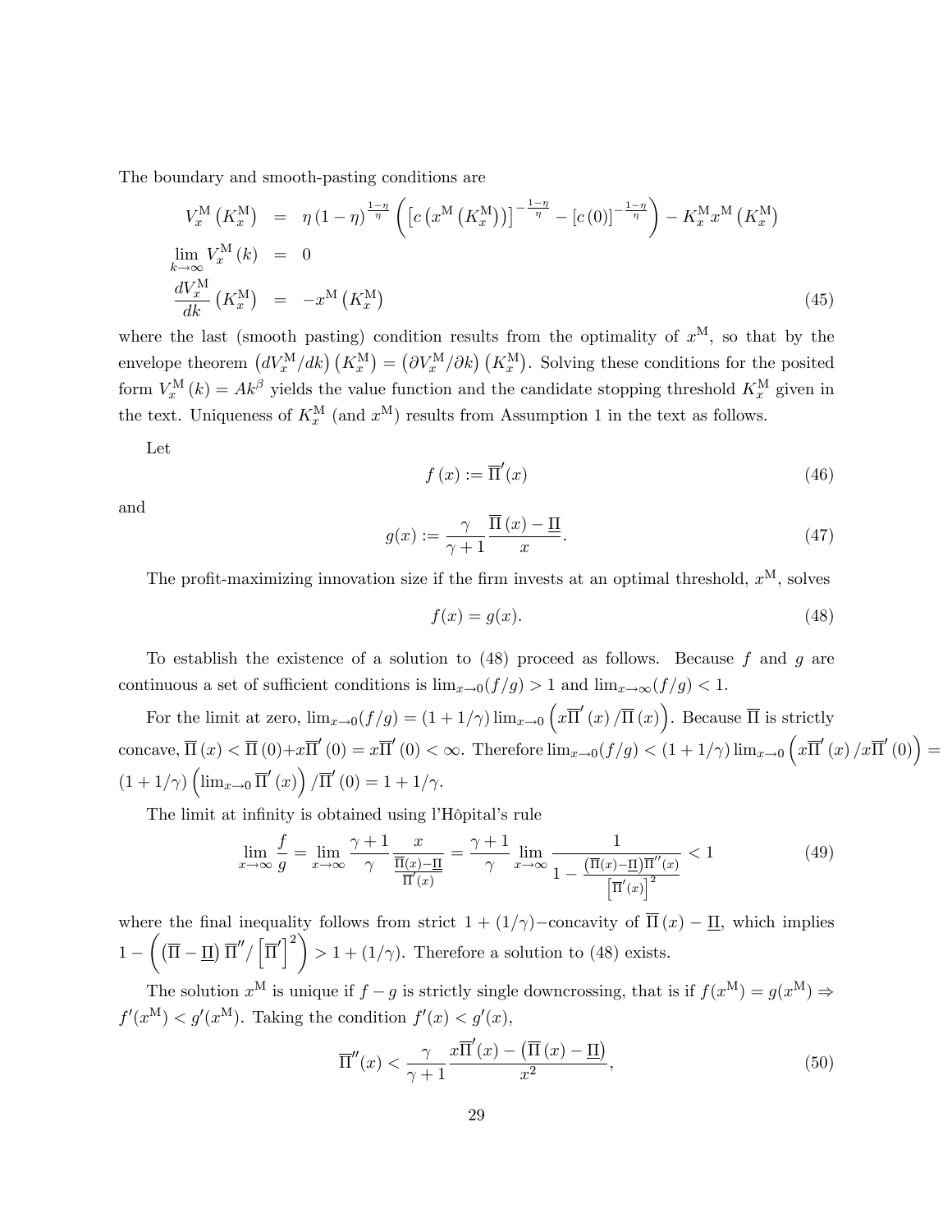The boundary and smooth-pasting conditions are

$$
\begin{aligned}
V_x^{\mathrm{M}}\left(K_x^{\mathrm{M}}\right) &= \eta\left(1-\eta\right)^{\frac{1-\eta}{\eta}}\left(\left[c\left(x^{\mathrm{M}}\left(K_x^{\mathrm{M}}\right)\right)\right]^{-\frac{1-\eta}{\eta}}-\left[c\left(0\right)\right]^{-\frac{1-\eta}{\eta}}\right)-K_x^{\mathrm{M}}x^{\mathrm{M}}\left(K_x^{\mathrm{M}}\right) \\
\lim_{k\to\infty}V_x^{\mathrm{M}}\left(k\right) &= 0 \\
\frac{dV_x^{\mathrm{M}}}{dk}\left(K_x^{\mathrm{M}}\right) &= -x^{\mathrm{M}}\left(K_x^{\mathrm{M}}\right) \qquad (45)
\end{aligned}
$$

where the last (smooth pasting) condition results from the optimality of $x^{\mathrm{M}}$, so that by the envelope theorem $\left(dV_x^{\mathrm{M}}/dk\right)\left(K_x^{\mathrm{M}}\right)=\left(\partial V_x^{\mathrm{M}}/\partial k\right)\left(K_x^{\mathrm{M}}\right)$. Solving these conditions for the posited form $V_x^{\mathrm{M}}\left(k\right)=Ak^{\beta}$ yields the value function and the candidate stopping threshold $K_x^{\mathrm{M}}$ given in the text. Uniqueness of $K_x^{\mathrm{M}}$ (and $x^{\mathrm{M}}$) results from Assumption 1 in the text as follows.

Let

$$
f\left(x\right):=\overline{\Pi}'(x) \qquad (46)
$$

and

$$
g(x):=\frac{\gamma}{\gamma+1}\frac{\overline{\Pi}\left(x\right)-\underline{\Pi}}{x}. \qquad (47)
$$

The profit-maximizing innovation size if the firm invests at an optimal threshold, $x^{\mathrm{M}}$, solves

$$
f(x)=g(x). \qquad (48)
$$

To establish the existence of a solution to (48) proceed as follows. Because $f$ and $g$ are continuous a set of sufficient conditions is $\lim_{x\to 0}(f/g)>1$ and $\lim_{x\to\infty}(f/g)<1$.

For the limit at zero, $\lim_{x\to 0}(f/g)=(1+1/\gamma)\lim_{x\to 0}\left(x\overline{\Pi}'\left(x\right)/\overline{\Pi}\left(x\right)\right)$. Because $\overline{\Pi}$ is strictly concave, $\overline{\Pi}\left(x\right)<\overline{\Pi}\left(0\right)+x\overline{\Pi}'\left(0\right)=x\overline{\Pi}'\left(0\right)<\infty$. Therefore $\lim_{x\to 0}(f/g)<(1+1/\gamma)\lim_{x\to 0}\left(x\overline{\Pi}'\left(x\right)/x\overline{\Pi}'\left(0\right)\right)=(1+1/\gamma)\left(\lim_{x\to 0}\overline{\Pi}'\left(x\right)\right)/\overline{\Pi}'\left(0\right)=1+1/\gamma$.

The limit at infinity is obtained using l'Hôpital's rule

$$
\lim_{x\to\infty}\frac{f}{g}=\lim_{x\to\infty}\frac{\gamma+1}{\gamma}\frac{x}{\frac{\overline{\Pi}(x)-\underline{\Pi}}{\overline{\Pi}'(x)}}=\frac{\gamma+1}{\gamma}\lim_{x\to\infty}\frac{1}{1-\frac{\left(\overline{\Pi}(x)-\underline{\Pi}\right)\overline{\Pi}''(x)}{\left[\overline{\Pi}'(x)\right]^2}}<1 \qquad (49)
$$

where the final inequality follows from strict $1+(1/\gamma)-$concavity of $\overline{\Pi}\left(x\right)-\underline{\Pi}$, which implies $1-\left(\left(\overline{\Pi}-\underline{\Pi}\right)\overline{\Pi}''/\left[\overline{\Pi}'\right]^2\right)>1+(1/\gamma)$. Therefore a solution to (48) exists.

The solution $x^{\mathrm{M}}$ is unique if $f-g$ is strictly single downcrossing, that is if $f(x^{\mathrm{M}})=g(x^{\mathrm{M}})\Rightarrow f'(x^{\mathrm{M}})<g'(x^{\mathrm{M}})$. Taking the condition $f'(x)<g'(x)$,

$$
\overline{\Pi}''(x)<\frac{\gamma}{\gamma+1}\frac{x\overline{\Pi}'(x)-\left(\overline{\Pi}\left(x\right)-\underline{\Pi}\right)}{x^2}, \qquad (50)
$$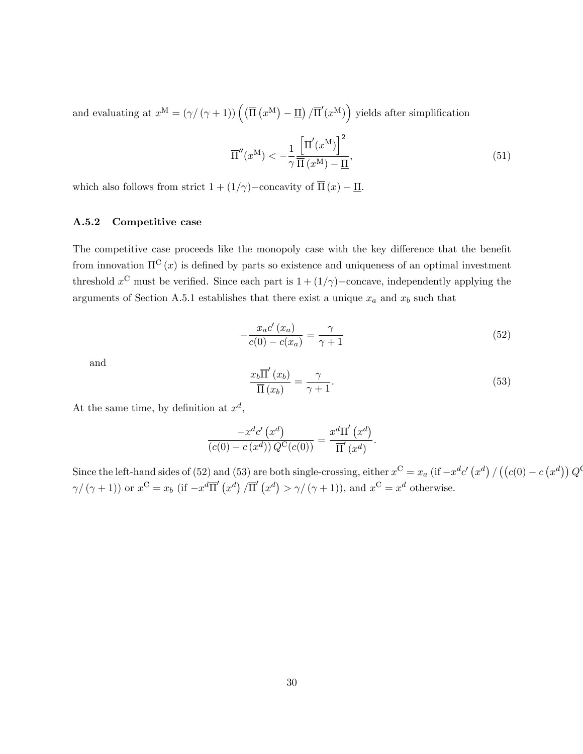and evaluating at $x^{\mathrm{M}} = (\gamma/(\gamma+1)) \left( \left( \overline{\Pi}\left(x^{\mathrm{M}}\right) - \underline{\Pi} \right) / \overline{\Pi}'(x^{\mathrm{M}}) \right)$ yields after simplification

$$\overline{\Pi}''(x^{\mathrm{M}}) < -\frac{1}{\gamma} \frac{\left[\overline{\Pi}'(x^{\mathrm{M}})\right]^2}{\overline{\Pi}\left(x^{\mathrm{M}}\right) - \underline{\Pi}}, \tag{51}$$

which also follows from strict $1 + (1/\gamma)-$concavity of $\overline{\Pi}(x) - \underline{\Pi}$.

### A.5.2 Competitive case

The competitive case proceeds like the monopoly case with the key difference that the benefit from innovation $\Pi^{\mathrm{C}}(x)$ is defined by parts so existence and uniqueness of an optimal investment threshold $x^{\mathrm{C}}$ must be verified. Since each part is $1 + (1/\gamma)-$concave, independently applying the arguments of Section A.5.1 establishes that there exist a unique $x_a$ and $x_b$ such that

$$-\frac{x_a c'(x_a)}{c(0) - c(x_a)} = \frac{\gamma}{\gamma+1} \tag{52}$$

and

$$\frac{x_b \overline{\Pi}'(x_b)}{\overline{\Pi}(x_b)} = \frac{\gamma}{\gamma+1}. \tag{53}$$

At the same time, by definition at $x^d$,

$$\frac{-x^d c'\left(x^d\right)}{\left(c(0) - c\left(x^d\right)\right) Q^{\mathrm{C}}(c(0))} = \frac{x^d \overline{\Pi}'\left(x^d\right)}{\overline{\Pi}'\left(x^d\right)}.$$

Since the left-hand sides of (52) and (53) are both single-crossing, either $x^{\mathrm{C}} = x_a$ (if $-x^d c'\left(x^d\right) / \left(\left(c(0) - c\left(x^d\right)\right) Q^{\mathrm{C}}\right.$ $\gamma/(\gamma+1))$ or $x^{\mathrm{C}} = x_b$ (if $-x^d \overline{\Pi}'\left(x^d\right) / \overline{\Pi}'\left(x^d\right) > \gamma/(\gamma+1)$), and $x^{\mathrm{C}} = x^d$ otherwise.